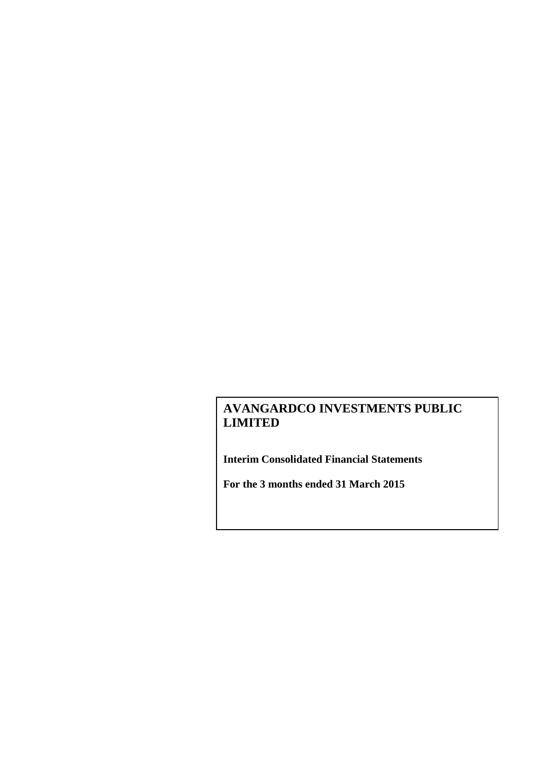# AVANGARDCO INVESTMENTS PUBLIC LIMITED

**Interim Consolidated Financial Statements**

**For the 3 months ended 31 March 2015**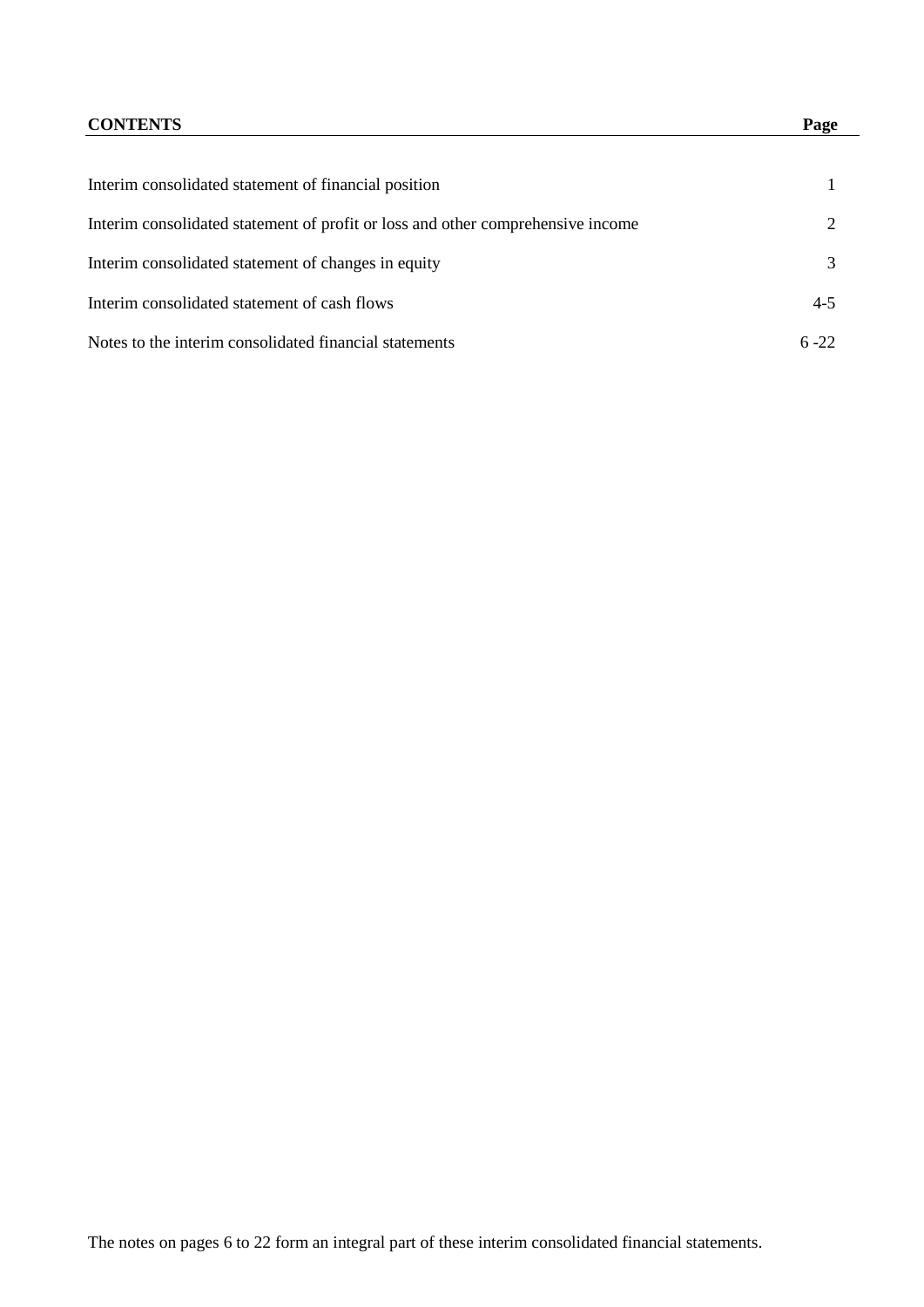| **CONTENTS** | **Page** |
|---|---|
| Interim consolidated statement of financial position | 1 |
| Interim consolidated statement of profit or loss and other comprehensive income | 2 |
| Interim consolidated statement of changes in equity | 3 |
| Interim consolidated statement of cash flows | 4-5 |
| Notes to the interim consolidated financial statements | 6 -22 |

The notes on pages 6 to 22 form an integral part of these interim consolidated financial statements.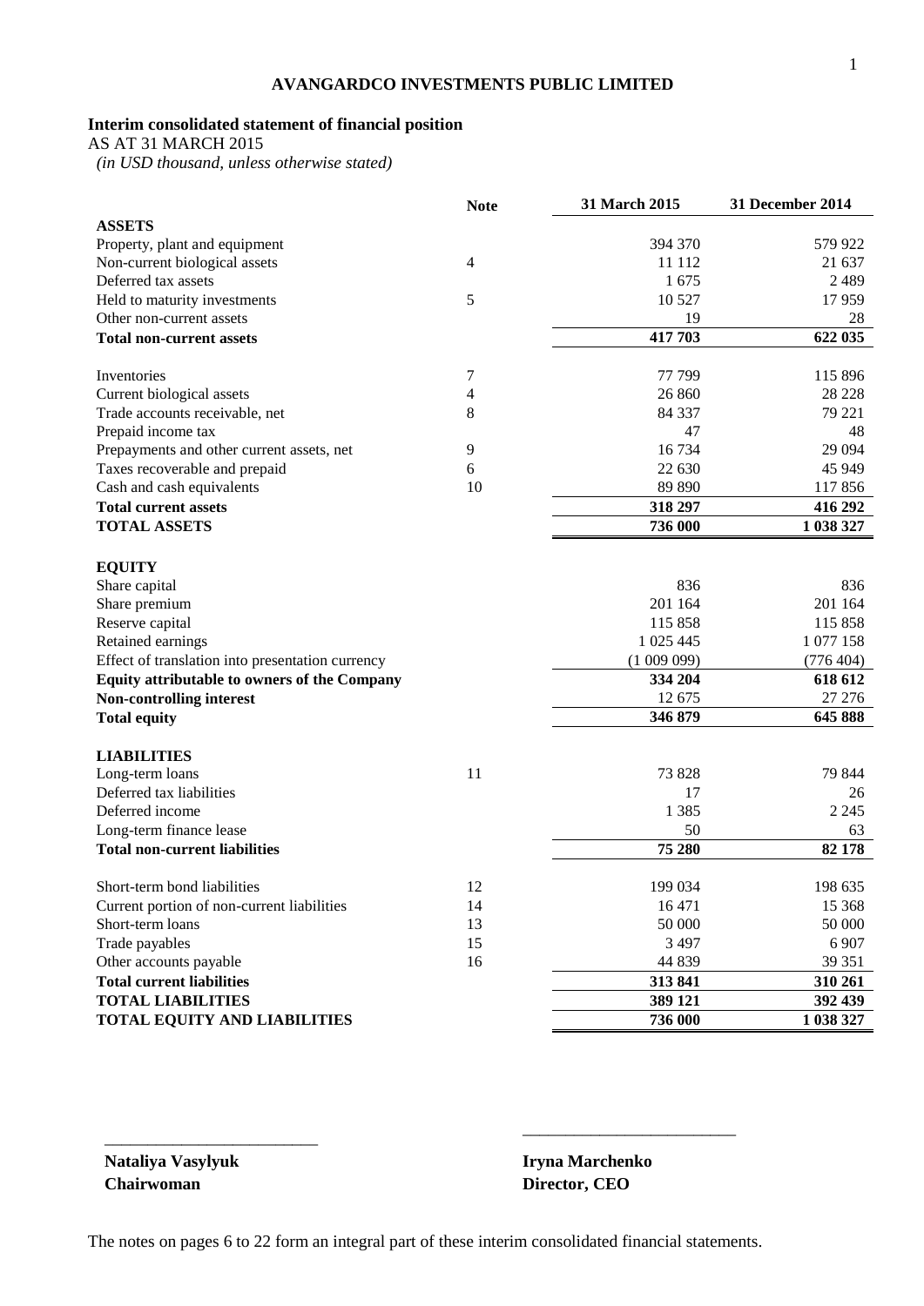**AVANGARDCO INVESTMENTS PUBLIC LIMITED**

**Interim consolidated statement of financial position**

AS AT 31 MARCH 2015

*(in USD thousand, unless otherwise stated)*

| | Note | 31 March 2015 | 31 December 2014 |
|---|---|---|---|
| **ASSETS** | | | |
| Property, plant and equipment | | 394 370 | 579 922 |
| Non-current biological assets | 4 | 11 112 | 21 637 |
| Deferred tax assets | | 1 675 | 2 489 |
| Held to maturity investments | 5 | 10 527 | 17 959 |
| Other non-current assets | | 19 | 28 |
| **Total non-current assets** | | **417 703** | **622 035** |
| | | | |
| Inventories | 7 | 77 799 | 115 896 |
| Current biological assets | 4 | 26 860 | 28 228 |
| Trade accounts receivable, net | 8 | 84 337 | 79 221 |
| Prepaid income tax | | 47 | 48 |
| Prepayments and other current assets, net | 9 | 16 734 | 29 094 |
| Taxes recoverable and prepaid | 6 | 22 630 | 45 949 |
| Cash and cash equivalents | 10 | 89 890 | 117 856 |
| **Total current assets** | | **318 297** | **416 292** |
| **TOTAL ASSETS** | | **736 000** | **1 038 327** |
| | | | |
| **EQUITY** | | | |
| Share capital | | 836 | 836 |
| Share premium | | 201 164 | 201 164 |
| Reserve capital | | 115 858 | 115 858 |
| Retained earnings | | 1 025 445 | 1 077 158 |
| Effect of translation into presentation currency | | (1 009 099) | (776 404) |
| **Equity attributable to owners of the Company** | | **334 204** | **618 612** |
| **Non-controlling interest** | | 12 675 | 27 276 |
| **Total equity** | | **346 879** | **645 888** |
| | | | |
| **LIABILITIES** | | | |
| Long-term loans | 11 | 73 828 | 79 844 |
| Deferred tax liabilities | | 17 | 26 |
| Deferred income | | 1 385 | 2 245 |
| Long-term finance lease | | 50 | 63 |
| **Total non-current liabilities** | | **75 280** | **82 178** |
| | | | |
| Short-term bond liabilities | 12 | 199 034 | 198 635 |
| Current portion of non-current liabilities | 14 | 16 471 | 15 368 |
| Short-term loans | 13 | 50 000 | 50 000 |
| Trade payables | 15 | 3 497 | 6 907 |
| Other accounts payable | 16 | 44 839 | 39 351 |
| **Total current liabilities** | | **313 841** | **310 261** |
| **TOTAL LIABILITIES** | | **389 121** | **392 439** |
| **TOTAL EQUITY AND LIABILITIES** | | **736 000** | **1 038 327** |

\_\_\_\_\_\_\_\_\_\_\_\_\_\_\_\_\_\_\_\_\_\_\_\_\_\_

**Nataliya Vasylyuk**
**Chairwoman**

\_\_\_\_\_\_\_\_\_\_\_\_\_\_\_\_\_\_\_\_\_\_\_\_\_\_

**Iryna Marchenko**
**Director, CEO**

The notes on pages 6 to 22 form an integral part of these interim consolidated financial statements.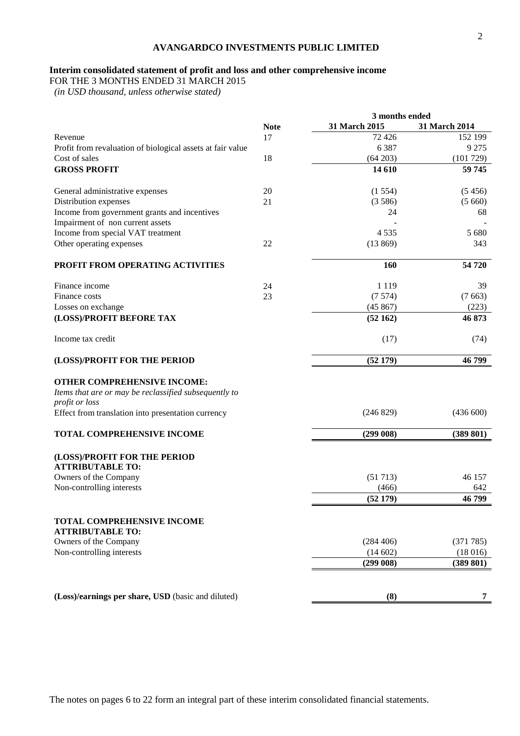# AVANGARDCO INVESTMENTS PUBLIC LIMITED

## Interim consolidated statement of profit and loss and other comprehensive income

FOR THE 3 MONTHS ENDED 31 MARCH 2015

*(in USD thousand, unless otherwise stated)*

| | Note | 3 months ended 31 March 2015 | 3 months ended 31 March 2014 |
|---|---|---|---|
| Revenue | 17 | 72 426 | 152 199 |
| Profit from revaluation of biological assets at fair value | | 6 387 | 9 275 |
| Cost of sales | 18 | (64 203) | (101 729) |
| **GROSS PROFIT** | | **14 610** | **59 745** |
| General administrative expenses | 20 | (1 554) | (5 456) |
| Distribution expenses | 21 | (3 586) | (5 660) |
| Income from government grants and incentives | | 24 | 68 |
| Impairment of non current assets | | - | - |
| Income from special VAT treatment | | 4 535 | 5 680 |
| Other operating expenses | 22 | (13 869) | 343 |
| **PROFIT FROM OPERATING ACTIVITIES** | | **160** | **54 720** |
| Finance income | 24 | 1 119 | 39 |
| Finance costs | 23 | (7 574) | (7 663) |
| Losses on exchange | | (45 867) | (223) |
| **(LOSS)/PROFIT BEFORE TAX** | | **(52 162)** | **46 873** |
| Income tax credit | | (17) | (74) |
| **(LOSS)/PROFIT FOR THE PERIOD** | | **(52 179)** | **46 799** |
| **OTHER COMPREHENSIVE INCOME:** | | | |
| *Items that are or may be reclassified subsequently to profit or loss* | | | |
| Effect from translation into presentation currency | | (246 829) | (436 600) |
| **TOTAL COMPREHENSIVE INCOME** | | **(299 008)** | **(389 801)** |
| **(LOSS)/PROFIT FOR THE PERIOD ATTRIBUTABLE TO:** | | | |
| Owners of the Company | | (51 713) | 46 157 |
| Non-controlling interests | | (466) | 642 |
| | | **(52 179)** | **46 799** |
| **TOTAL COMPREHENSIVE INCOME ATTRIBUTABLE TO:** | | | |
| Owners of the Company | | (284 406) | (371 785) |
| Non-controlling interests | | (14 602) | (18 016) |
| | | **(299 008)** | **(389 801)** |
| **(Loss)/earnings per share, USD** (basic and diluted) | | **(8)** | **7** |

The notes on pages 6 to 22 form an integral part of these interim consolidated financial statements.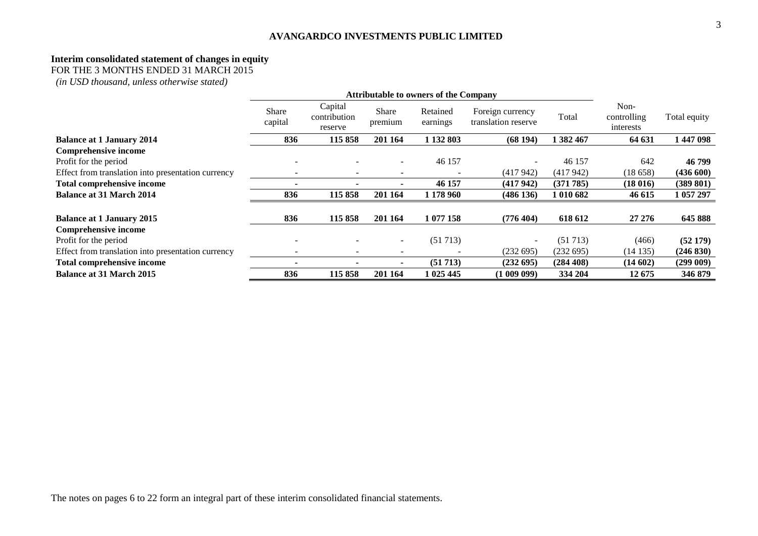**AVANGARDCO INVESTMENTS PUBLIC LIMITED**

## Interim consolidated statement of changes in equity

FOR THE 3 MONTHS ENDED 31 MARCH 2015

*(in USD thousand, unless otherwise stated)*

| | Attributable to owners of the Company | | | | | | | |
|---|---|---|---|---|---|---|---|---|
| | Share capital | Capital contribution reserve | Share premium | Retained earnings | Foreign currency translation reserve | Total | Non-controlling interests | Total equity |
| **Balance at 1 January 2014** | **836** | **115 858** | **201 164** | **1 132 803** | **(68 194)** | **1 382 467** | **64 631** | **1 447 098** |
| **Comprehensive income** | | | | | | | | |
| Profit for the period | - | - | - | 46 157 | - | 46 157 | 642 | **46 799** |
| Effect from translation into presentation currency | - | - | - | - | (417 942) | (417 942) | (18 658) | **(436 600)** |
| **Total comprehensive income** | **-** | **-** | **-** | **46 157** | **(417 942)** | **(371 785)** | **(18 016)** | **(389 801)** |
| **Balance at 31 March 2014** | **836** | **115 858** | **201 164** | **1 178 960** | **(486 136)** | **1 010 682** | **46 615** | **1 057 297** |
| | | | | | | | | |
| **Balance at 1 January 2015** | **836** | **115 858** | **201 164** | **1 077 158** | **(776 404)** | **618 612** | **27 276** | **645 888** |
| **Comprehensive income** | | | | | | | | |
| Profit for the period | - | - | - | (51 713) | - | (51 713) | (466) | **(52 179)** |
| Effect from translation into presentation currency | - | - | - | - | (232 695) | (232 695) | (14 135) | **(246 830)** |
| **Total comprehensive income** | **-** | **-** | **-** | **(51 713)** | **(232 695)** | **(284 408)** | **(14 602)** | **(299 009)** |
| **Balance at 31 March 2015** | **836** | **115 858** | **201 164** | **1 025 445** | **(1 009 099)** | **334 204** | **12 675** | **346 879** |

The notes on pages 6 to 22 form an integral part of these interim consolidated financial statements.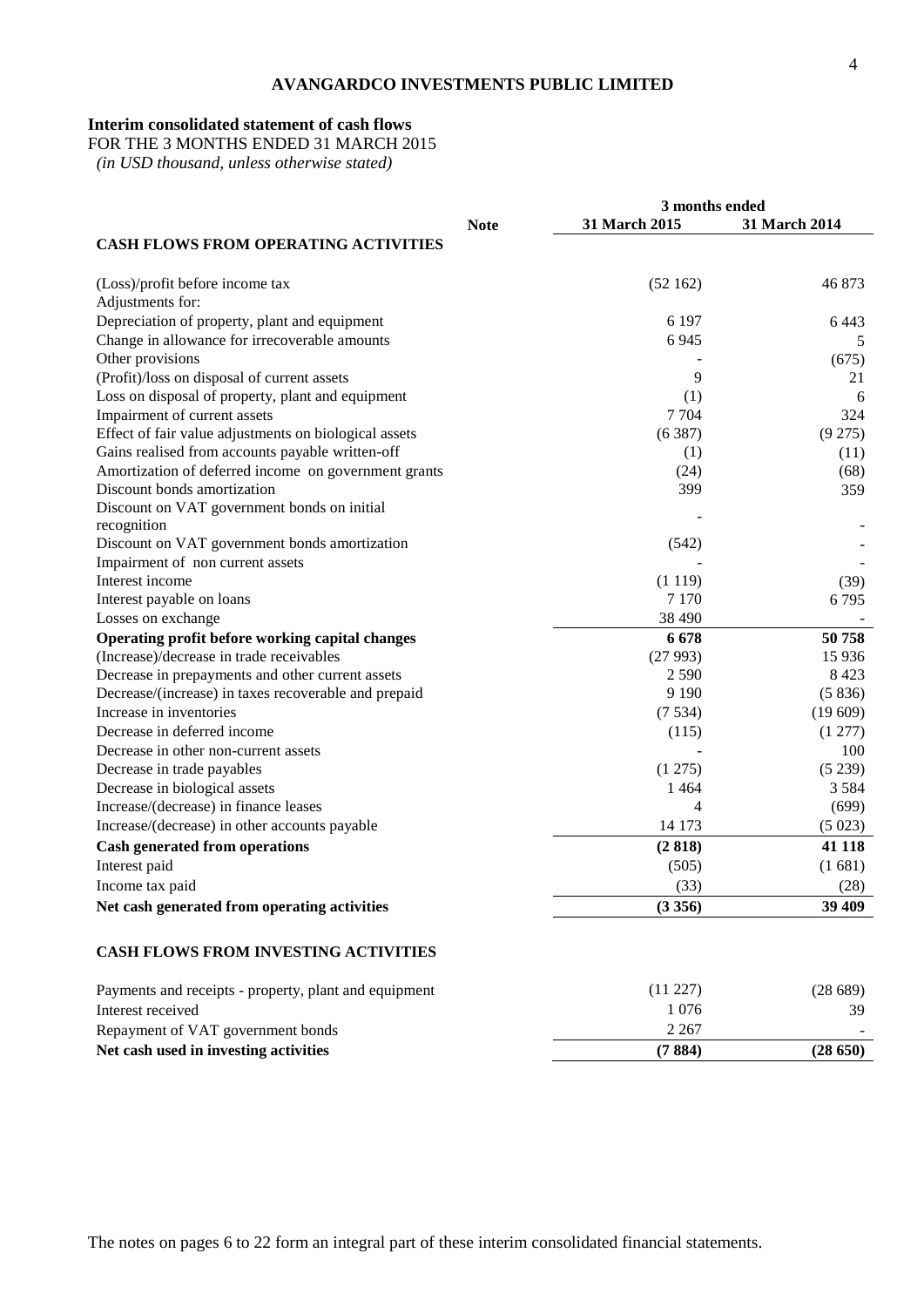# AVANGARDCO INVESTMENTS PUBLIC LIMITED

## Interim consolidated statement of cash flows

FOR THE 3 MONTHS ENDED 31 MARCH 2015

*(in USD thousand, unless otherwise stated)*

| | Note | 3 months ended 31 March 2015 | 3 months ended 31 March 2014 |
|---|---|---|---|
| **CASH FLOWS FROM OPERATING ACTIVITIES** | | | |
| (Loss)/profit before income tax | | (52 162) | 46 873 |
| Adjustments for: | | | |
| Depreciation of property, plant and equipment | | 6 197 | 6 443 |
| Change in allowance for irrecoverable amounts | | 6 945 | 5 |
| Other provisions | | - | (675) |
| (Profit)/loss on disposal of current assets | | 9 | 21 |
| Loss on disposal of property, plant and equipment | | (1) | 6 |
| Impairment of current assets | | 7 704 | 324 |
| Effect of fair value adjustments on biological assets | | (6 387) | (9 275) |
| Gains realised from accounts payable written-off | | (1) | (11) |
| Amortization of deferred income on government grants | | (24) | (68) |
| Discount bonds amortization | | 399 | 359 |
| Discount on VAT government bonds on initial recognition | | - | - |
| Discount on VAT government bonds amortization | | (542) | - |
| Impairment of non current assets | | - | - |
| Interest income | | (1 119) | (39) |
| Interest payable on loans | | 7 170 | 6 795 |
| Losses on exchange | | 38 490 | - |
| **Operating profit before working capital changes** | | **6 678** | **50 758** |
| (Increase)/decrease in trade receivables | | (27 993) | 15 936 |
| Decrease in prepayments and other current assets | | 2 590 | 8 423 |
| Decrease/(increase) in taxes recoverable and prepaid | | 9 190 | (5 836) |
| Increase in inventories | | (7 534) | (19 609) |
| Decrease in deferred income | | (115) | (1 277) |
| Decrease in other non-current assets | | - | 100 |
| Decrease in trade payables | | (1 275) | (5 239) |
| Decrease in biological assets | | 1 464 | 3 584 |
| Increase/(decrease) in finance leases | | 4 | (699) |
| Increase/(decrease) in other accounts payable | | 14 173 | (5 023) |
| **Cash generated from operations** | | **(2 818)** | **41 118** |
| Interest paid | | (505) | (1 681) |
| Income tax paid | | (33) | (28) |
| **Net cash generated from operating activities** | | **(3 356)** | **39 409** |
| **CASH FLOWS FROM INVESTING ACTIVITIES** | | | |
| Payments and receipts - property, plant and equipment | | (11 227) | (28 689) |
| Interest received | | 1 076 | 39 |
| Repayment of VAT government bonds | | 2 267 | - |
| **Net cash used in investing activities** | | **(7 884)** | **(28 650)** |

The notes on pages 6 to 22 form an integral part of these interim consolidated financial statements.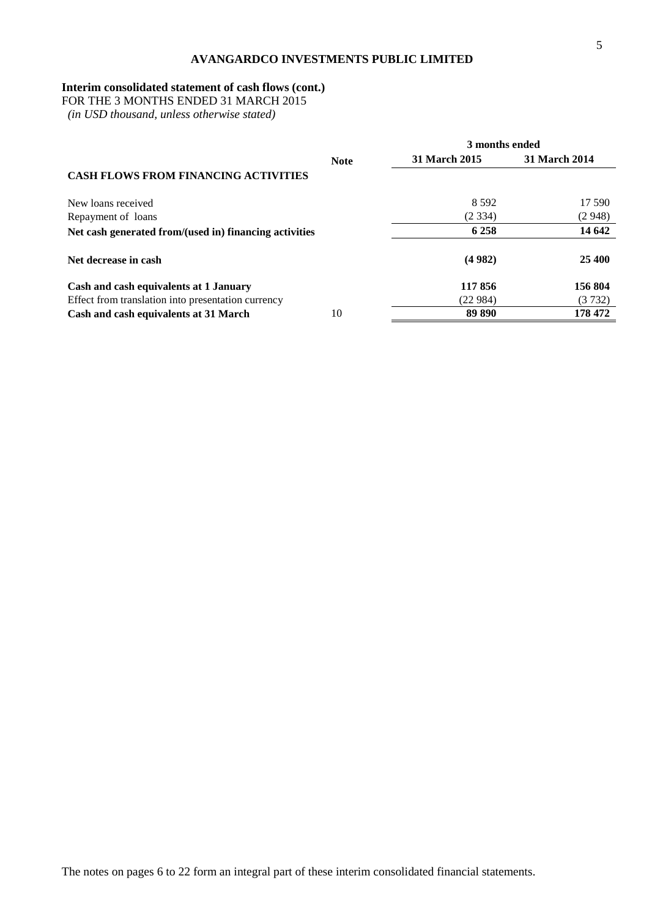**AVANGARDCO INVESTMENTS PUBLIC LIMITED**

**Interim consolidated statement of cash flows (cont.)**

FOR THE 3 MONTHS ENDED 31 MARCH 2015

*(in USD thousand, unless otherwise stated)*

| | Note | 3 months ended | |
|---|---|---|---|
| | | **31 March 2015** | **31 March 2014** |
| **CASH FLOWS FROM FINANCING ACTIVITIES** | | | |
| New loans received | | 8 592 | 17 590 |
| Repayment of loans | | (2 334) | (2 948) |
| **Net cash generated from/(used in) financing activities** | | **6 258** | **14 642** |
| **Net decrease in cash** | | **(4 982)** | **25 400** |
| **Cash and cash equivalents at 1 January** | | **117 856** | **156 804** |
| Effect from translation into presentation currency | | (22 984) | (3 732) |
| **Cash and cash equivalents at 31 March** | 10 | **89 890** | **178 472** |

The notes on pages 6 to 22 form an integral part of these interim consolidated financial statements.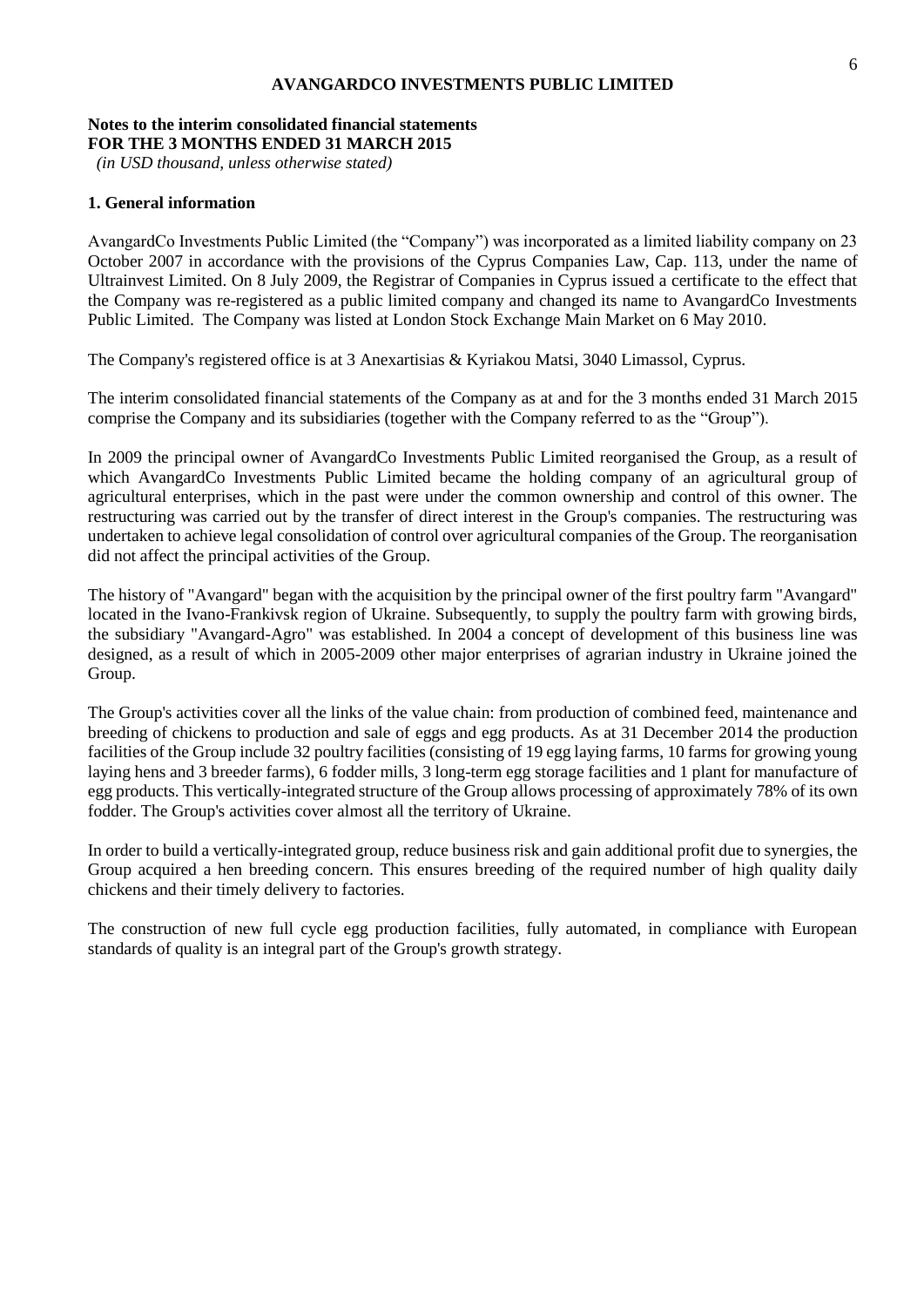**Notes to the interim consolidated financial statements**
**FOR THE 3 MONTHS ENDED 31 MARCH 2015**
*(in USD thousand, unless otherwise stated)*

## 1. General information

AvangardCo Investments Public Limited (the "Company") was incorporated as a limited liability company on 23 October 2007 in accordance with the provisions of the Cyprus Companies Law, Cap. 113, under the name of Ultrainvest Limited. On 8 July 2009, the Registrar of Companies in Cyprus issued a certificate to the effect that the Company was re-registered as a public limited company and changed its name to AvangardCo Investments Public Limited. The Company was listed at London Stock Exchange Main Market on 6 May 2010.

The Company's registered office is at 3 Anexartisias & Kyriakou Matsi, 3040 Limassol, Cyprus.

The interim consolidated financial statements of the Company as at and for the 3 months ended 31 March 2015 comprise the Company and its subsidiaries (together with the Company referred to as the "Group").

In 2009 the principal owner of AvangardCo Investments Public Limited reorganised the Group, as a result of which AvangardCo Investments Public Limited became the holding company of an agricultural group of agricultural enterprises, which in the past were under the common ownership and control of this owner. The restructuring was carried out by the transfer of direct interest in the Group's companies. The restructuring was undertaken to achieve legal consolidation of control over agricultural companies of the Group. The reorganisation did not affect the principal activities of the Group.

The history of "Avangard" began with the acquisition by the principal owner of the first poultry farm "Avangard" located in the Ivano-Frankivsk region of Ukraine. Subsequently, to supply the poultry farm with growing birds, the subsidiary "Avangard-Agro" was established. In 2004 a concept of development of this business line was designed, as a result of which in 2005-2009 other major enterprises of agrarian industry in Ukraine joined the Group.

The Group's activities cover all the links of the value chain: from production of combined feed, maintenance and breeding of chickens to production and sale of eggs and egg products. As at 31 December 2014 the production facilities of the Group include 32 poultry facilities (consisting of 19 egg laying farms, 10 farms for growing young laying hens and 3 breeder farms), 6 fodder mills, 3 long-term egg storage facilities and 1 plant for manufacture of egg products. This vertically-integrated structure of the Group allows processing of approximately 78% of its own fodder. The Group's activities cover almost all the territory of Ukraine.

In order to build a vertically-integrated group, reduce business risk and gain additional profit due to synergies, the Group acquired a hen breeding concern. This ensures breeding of the required number of high quality daily chickens and their timely delivery to factories.

The construction of new full cycle egg production facilities, fully automated, in compliance with European standards of quality is an integral part of the Group's growth strategy.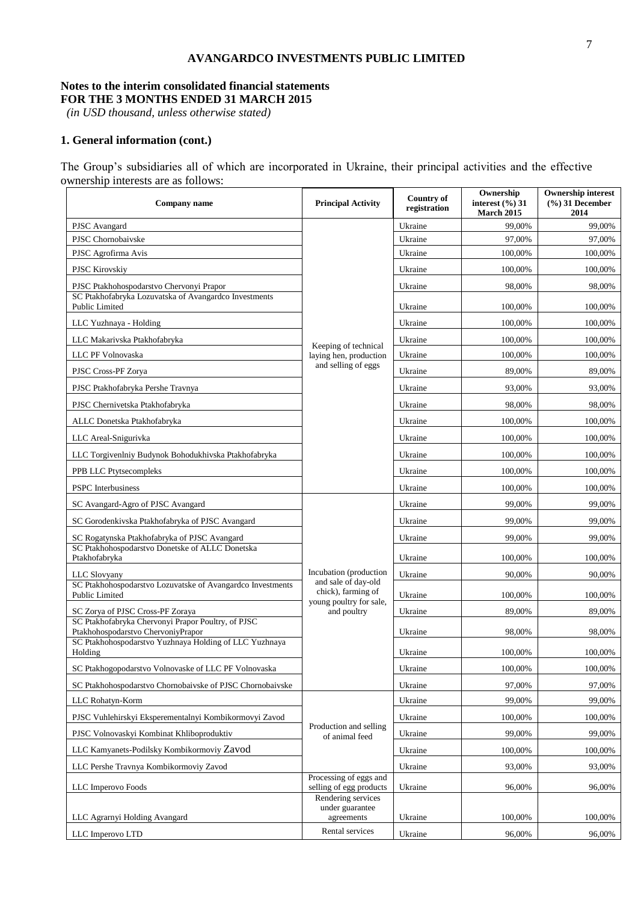**AVANGARDCO INVESTMENTS PUBLIC LIMITED**

**Notes to the interim consolidated financial statements**
**FOR THE 3 MONTHS ENDED 31 MARCH 2015**
*(in USD thousand, unless otherwise stated)*

## 1. General information (cont.)

The Group's subsidiaries all of which are incorporated in Ukraine, their principal activities and the effective ownership interests are as follows:

| Company name | Principal Activity | Country of registration | Ownership interest (%) 31 March 2015 | Ownership interest (%) 31 December 2014 |
|---|---|---|---|---|
| PJSC Avangard | Keeping of technical laying hen, production and selling of eggs | Ukraine | 99,00% | 99,00% |
| PJSC Chornobaivske | | Ukraine | 97,00% | 97,00% |
| PJSC Agrofirma Avis | | Ukraine | 100,00% | 100,00% |
| PJSC Kirovskiy | | Ukraine | 100,00% | 100,00% |
| PJSC Ptakhohospodarstvo Chervonyi Prapor | | Ukraine | 98,00% | 98,00% |
| SC Ptakhofabryka Lozuvatska of Avangardco Investments Public Limited | | Ukraine | 100,00% | 100,00% |
| LLC Yuzhnaya - Holding | | Ukraine | 100,00% | 100,00% |
| LLC Makarivska Ptakhofabryka | | Ukraine | 100,00% | 100,00% |
| LLC PF Volnovaska | | Ukraine | 100,00% | 100,00% |
| PJSC Cross-PF Zorya | | Ukraine | 89,00% | 89,00% |
| PJSC Ptakhofabryka Pershe Travnya | | Ukraine | 93,00% | 93,00% |
| PJSC Chernivetska Ptakhofabryka | | Ukraine | 98,00% | 98,00% |
| ALLC Donetska Ptakhofabryka | | Ukraine | 100,00% | 100,00% |
| LLC Areal-Snigurivka | | Ukraine | 100,00% | 100,00% |
| LLC Torgivenlniy Budynok Bohodukhivska Ptakhofabryka | | Ukraine | 100,00% | 100,00% |
| PPB LLC Ptytsecompleks | | Ukraine | 100,00% | 100,00% |
| PSPC Interbusiness | | Ukraine | 100,00% | 100,00% |
| SC Avangard-Agro of PJSC Avangard | Incubation (production and sale of day-old chick), farming of young poultry for sale, and poultry | Ukraine | 99,00% | 99,00% |
| SC Gorodenkivska Ptakhofabryka of PJSC Avangard | | Ukraine | 99,00% | 99,00% |
| SC Rogatynska Ptakhofabryka of PJSC Avangard | | Ukraine | 99,00% | 99,00% |
| SC Ptakhohospodarstvo Donetske of ALLC Donetska Ptakhofabryka | | Ukraine | 100,00% | 100,00% |
| LLC Slovyany | | Ukraine | 90,00% | 90,00% |
| SC Ptakhohospodarstvo Lozuvatske of Avangardco Investments Public Limited | | Ukraine | 100,00% | 100,00% |
| SC Zorya of PJSC Cross-PF Zoraya | | Ukraine | 89,00% | 89,00% |
| SC Ptakhofabryka Chervonyi Prapor Poultry, of PJSC Ptakhohospodarstvo ChervoniyPrapor | | Ukraine | 98,00% | 98,00% |
| SC Ptakhohospodarstvo Yuzhnaya Holding of LLC Yuzhnaya Holding | | Ukraine | 100,00% | 100,00% |
| SC Ptakhogopodarstvo Volnovaske of LLC PF Volnovaska | | Ukraine | 100,00% | 100,00% |
| SC Ptakhohospodarstvo Chornobaivske of PJSC Chornobaivske | | Ukraine | 97,00% | 97,00% |
| LLC Rohatyn-Korm | Production and selling of animal feed | Ukraine | 99,00% | 99,00% |
| PJSC Vuhlehirskyi Eksperementalnyi Kombikormovyi Zavod | | Ukraine | 100,00% | 100,00% |
| PJSC Volnovaskyi Kombinat Khliboproduktiv | | Ukraine | 99,00% | 99,00% |
| LLC Kamyanets-Podilsky Kombikormoviy Zavod | | Ukraine | 100,00% | 100,00% |
| LLC Pershe Travnya Kombikormoviy Zavod | | Ukraine | 93,00% | 93,00% |
| LLC Imperovo Foods | Processing of eggs and selling of egg products | Ukraine | 96,00% | 96,00% |
| LLC Agrarnyi Holding Avangard | Rendering services under guarantee agreements | Ukraine | 100,00% | 100,00% |
| LLC Imperovo LTD | Rental services | Ukraine | 96,00% | 96,00% |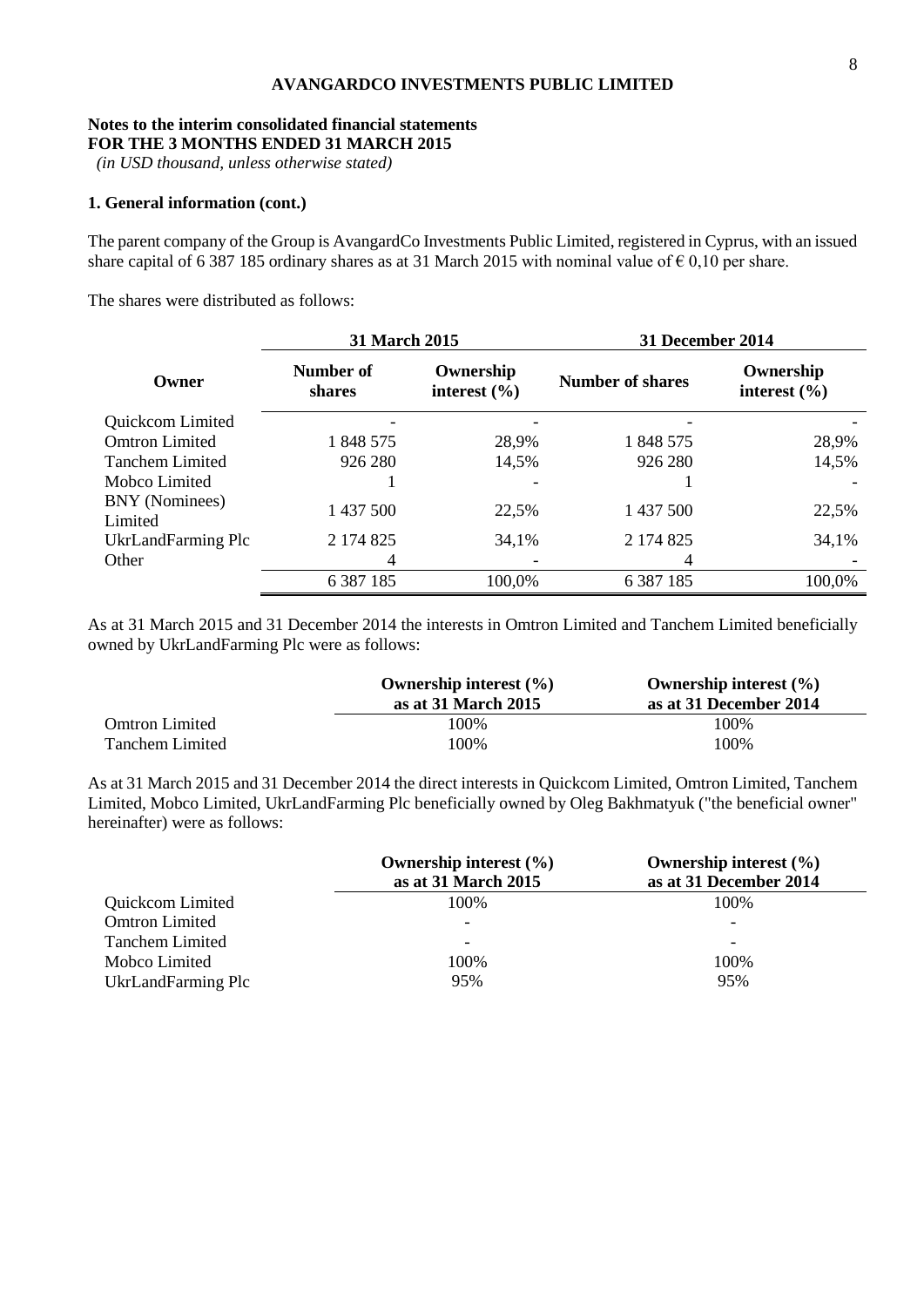**AVANGARDCO INVESTMENTS PUBLIC LIMITED**

**Notes to the interim consolidated financial statements**
**FOR THE 3 MONTHS ENDED 31 MARCH 2015**
*(in USD thousand, unless otherwise stated)*

**1. General information (cont.)**

The parent company of the Group is AvangardCo Investments Public Limited, registered in Cyprus, with an issued share capital of 6 387 185 ordinary shares as at 31 March 2015 with nominal value of € 0,10 per share.

The shares were distributed as follows:

| Owner | 31 March 2015 | | 31 December 2014 | |
|---|---|---|---|---|
| | Number of shares | Ownership interest (%) | Number of shares | Ownership interest (%) |
| Quickcom Limited | - | - | - | - |
| Omtron Limited | 1 848 575 | 28,9% | 1 848 575 | 28,9% |
| Tanchem Limited | 926 280 | 14,5% | 926 280 | 14,5% |
| Mobco Limited | 1 | - | 1 | - |
| BNY (Nominees) Limited | 1 437 500 | 22,5% | 1 437 500 | 22,5% |
| UkrLandFarming Plc | 2 174 825 | 34,1% | 2 174 825 | 34,1% |
| Other | 4 | - | 4 | - |
| | 6 387 185 | 100,0% | 6 387 185 | 100,0% |

As at 31 March 2015 and 31 December 2014 the interests in Omtron Limited and Tanchem Limited beneficially owned by UkrLandFarming Plc were as follows:

| | Ownership interest (%) as at 31 March 2015 | Ownership interest (%) as at 31 December 2014 |
|---|---|---|
| Omtron Limited | 100% | 100% |
| Tanchem Limited | 100% | 100% |

As at 31 March 2015 and 31 December 2014 the direct interests in Quickcom Limited, Omtron Limited, Tanchem Limited, Mobco Limited, UkrLandFarming Plc beneficially owned by Oleg Bakhmatyuk ("the beneficial owner" hereinafter) were as follows:

| | Ownership interest (%) as at 31 March 2015 | Ownership interest (%) as at 31 December 2014 |
|---|---|---|
| Quickcom Limited | 100% | 100% |
| Omtron Limited | - | - |
| Tanchem Limited | - | - |
| Mobco Limited | 100% | 100% |
| UkrLandFarming Plc | 95% | 95% |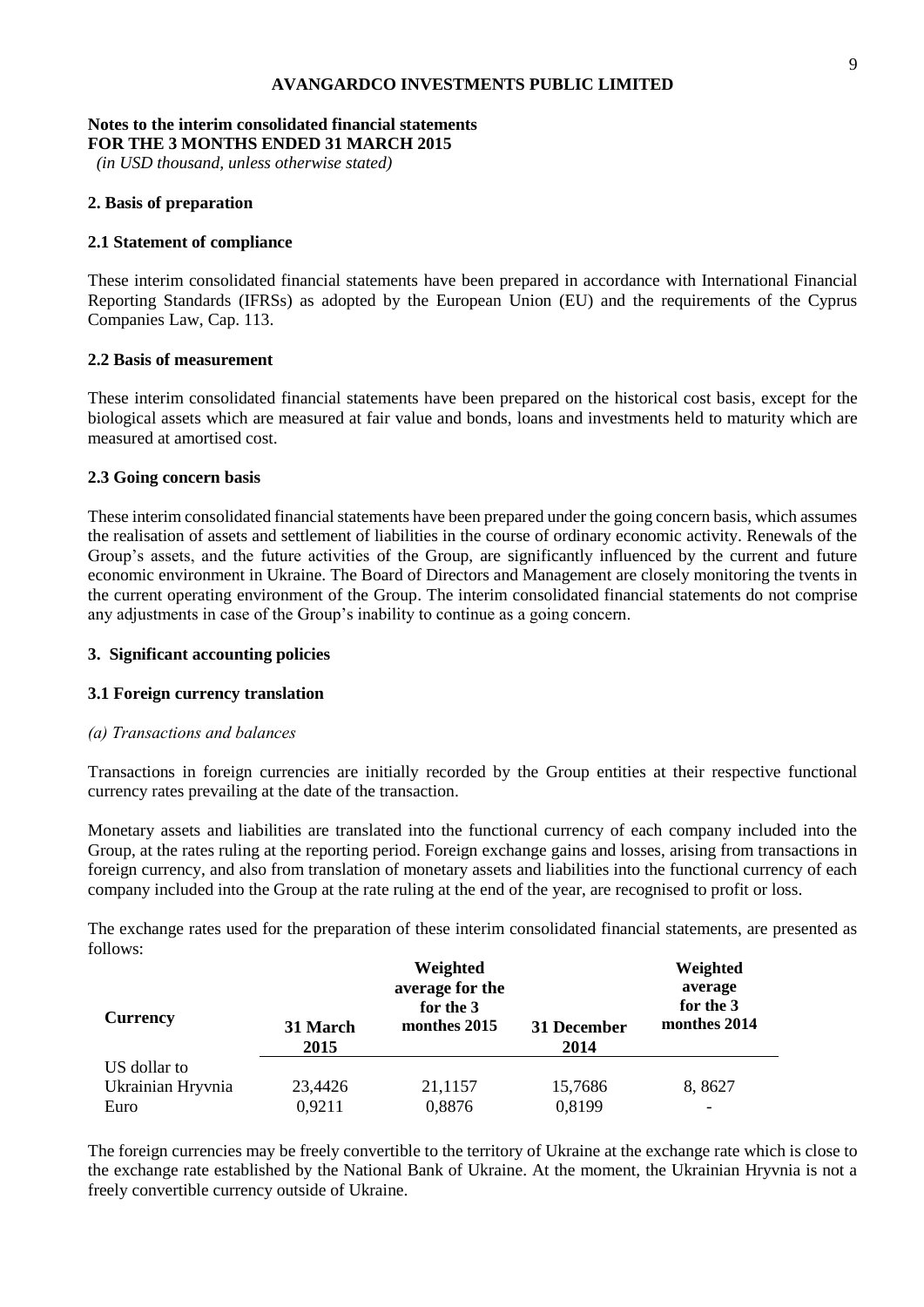**AVANGARDCO INVESTMENTS PUBLIC LIMITED**

**Notes to the interim consolidated financial statements**
**FOR THE 3 MONTHS ENDED 31 MARCH 2015**
*(in USD thousand, unless otherwise stated)*

## 2. Basis of preparation

### 2.1 Statement of compliance

These interim consolidated financial statements have been prepared in accordance with International Financial Reporting Standards (IFRSs) as adopted by the European Union (EU) and the requirements of the Cyprus Companies Law, Cap. 113.

### 2.2 Basis of measurement

These interim consolidated financial statements have been prepared on the historical cost basis, except for the biological assets which are measured at fair value and bonds, loans and investments held to maturity which are measured at amortised cost.

### 2.3 Going concern basis

These interim consolidated financial statements have been prepared under the going concern basis, which assumes the realisation of assets and settlement of liabilities in the course of ordinary economic activity. Renewals of the Group's assets, and the future activities of the Group, are significantly influenced by the current and future economic environment in Ukraine. The Board of Directors and Management are closely monitoring the tvents in the current operating environment of the Group. The interim consolidated financial statements do not comprise any adjustments in case of the Group's inability to continue as a going concern.

## 3. Significant accounting policies

### 3.1 Foreign currency translation

*(a) Transactions and balances*

Transactions in foreign currencies are initially recorded by the Group entities at their respective functional currency rates prevailing at the date of the transaction.

Monetary assets and liabilities are translated into the functional currency of each company included into the Group, at the rates ruling at the reporting period. Foreign exchange gains and losses, arising from transactions in foreign currency, and also from translation of monetary assets and liabilities into the functional currency of each company included into the Group at the rate ruling at the end of the year, are recognised to profit or loss.

The exchange rates used for the preparation of these interim consolidated financial statements, are presented as follows:

| Currency | 31 March 2015 | Weighted average for the for the 3 monthes 2015 | 31 December 2014 | Weighted average for the 3 monthes 2014 |
|---|---|---|---|---|
| US dollar to Ukrainian Hryvnia | 23,4426 | 21,1157 | 15,7686 | 8, 8627 |
| Euro | 0,9211 | 0,8876 | 0,8199 | - |

The foreign currencies may be freely convertible to the territory of Ukraine at the exchange rate which is close to the exchange rate established by the National Bank of Ukraine. At the moment, the Ukrainian Hryvnia is not a freely convertible currency outside of Ukraine.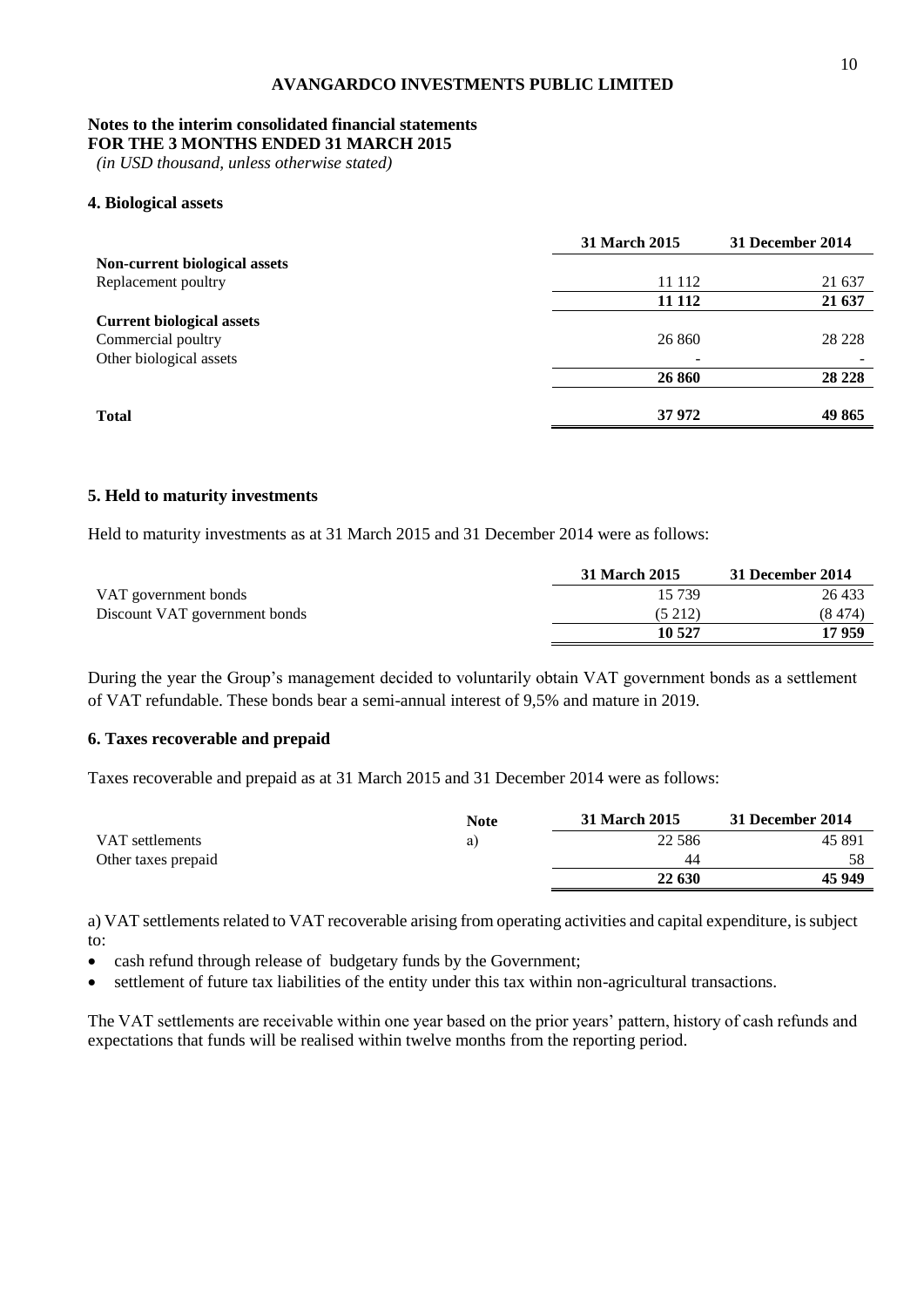**AVANGARDCO INVESTMENTS PUBLIC LIMITED**

**Notes to the interim consolidated financial statements**
**FOR THE 3 MONTHS ENDED 31 MARCH 2015**
*(in USD thousand, unless otherwise stated)*

## 4. Biological assets

| | 31 March 2015 | 31 December 2014 |
|---|---|---|
| **Non-current biological assets** | | |
| Replacement poultry | 11 112 | 21 637 |
| | **11 112** | **21 637** |
| **Current biological assets** | | |
| Commercial poultry | 26 860 | 28 228 |
| Other biological assets | - | - |
| | **26 860** | **28 228** |
| **Total** | **37 972** | **49 865** |

## 5. Held to maturity investments

Held to maturity investments as at 31 March 2015 and 31 December 2014 were as follows:

| | 31 March 2015 | 31 December 2014 |
|---|---|---|
| VAT government bonds | 15 739 | 26 433 |
| Discount VAT government bonds | (5 212) | (8 474) |
| | **10 527** | **17 959** |

During the year the Group's management decided to voluntarily obtain VAT government bonds as a settlement of VAT refundable. These bonds bear a semi-annual interest of 9,5% and mature in 2019.

## 6. Taxes recoverable and prepaid

Taxes recoverable and prepaid as at 31 March 2015 and 31 December 2014 were as follows:

| | Note | 31 March 2015 | 31 December 2014 |
|---|---|---|---|
| VAT settlements | a) | 22 586 | 45 891 |
| Other taxes prepaid | | 44 | 58 |
| | | **22 630** | **45 949** |

a) VAT settlements related to VAT recoverable arising from operating activities and capital expenditure, is subject to:

- cash refund through release of budgetary funds by the Government;
- settlement of future tax liabilities of the entity under this tax within non-agricultural transactions.

The VAT settlements are receivable within one year based on the prior years' pattern, history of cash refunds and expectations that funds will be realised within twelve months from the reporting period.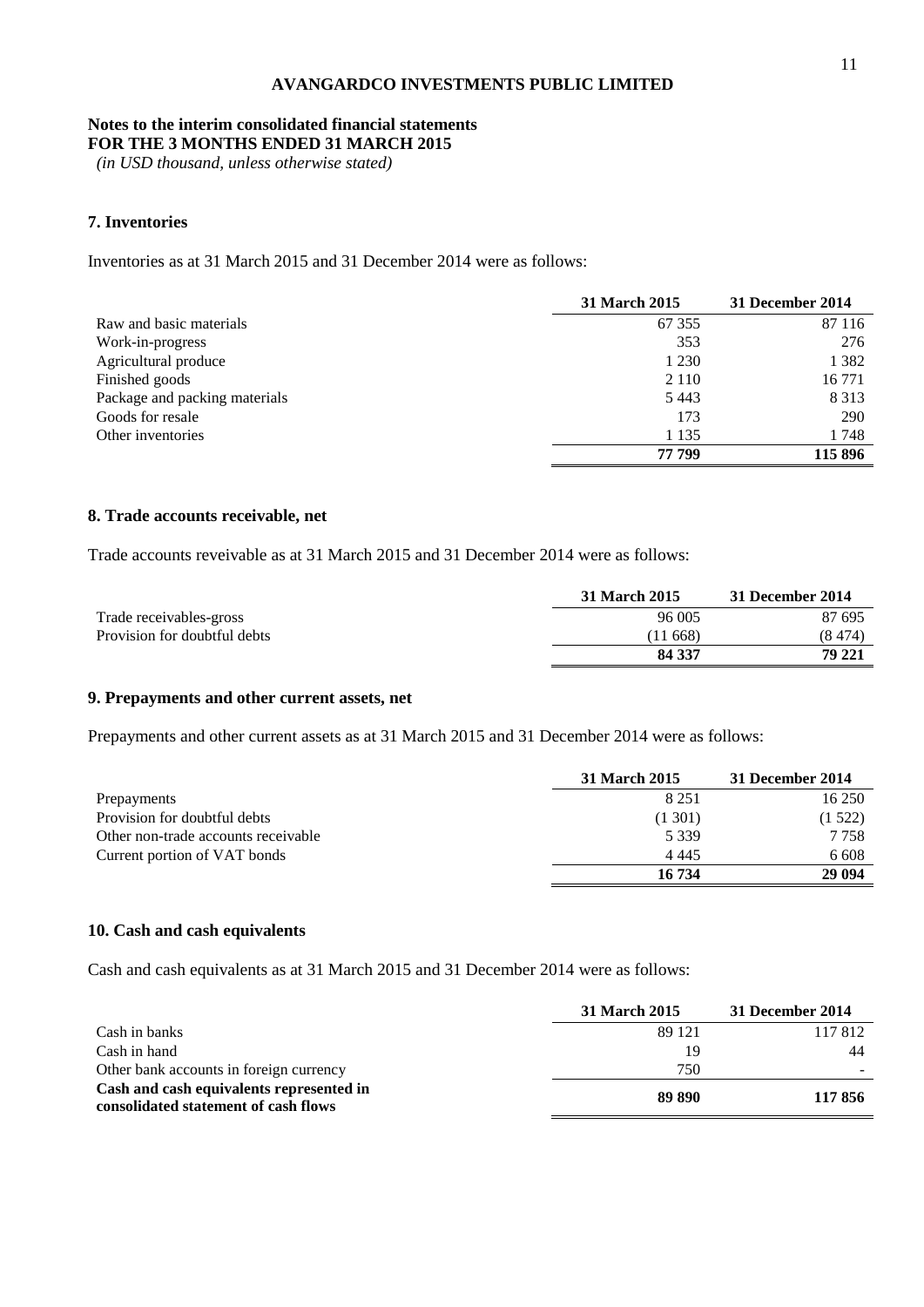## 7. Inventories

Inventories as at 31 March 2015 and 31 December 2014 were as follows:

| | 31 March 2015 | 31 December 2014 |
|---|---|---|
| Raw and basic materials | 67 355 | 87 116 |
| Work-in-progress | 353 | 276 |
| Agricultural produce | 1 230 | 1 382 |
| Finished goods | 2 110 | 16 771 |
| Package and packing materials | 5 443 | 8 313 |
| Goods for resale | 173 | 290 |
| Other inventories | 1 135 | 1 748 |
| | **77 799** | **115 896** |

## 8. Trade accounts receivable, net

Trade accounts reveivable as at 31 March 2015 and 31 December 2014 were as follows:

| | 31 March 2015 | 31 December 2014 |
|---|---|---|
| Trade receivables-gross | 96 005 | 87 695 |
| Provision for doubtful debts | (11 668) | (8 474) |
| | **84 337** | **79 221** |

## 9. Prepayments and other current assets, net

Prepayments and other current assets as at 31 March 2015 and 31 December 2014 were as follows:

| | 31 March 2015 | 31 December 2014 |
|---|---|---|
| Prepayments | 8 251 | 16 250 |
| Provision for doubtful debts | (1 301) | (1 522) |
| Other non-trade accounts receivable | 5 339 | 7 758 |
| Current portion of VAT bonds | 4 445 | 6 608 |
| | **16 734** | **29 094** |

## 10. Cash and cash equivalents

Cash and cash equivalents as at 31 March 2015 and 31 December 2014 were as follows:

| | 31 March 2015 | 31 December 2014 |
|---|---|---|
| Cash in banks | 89 121 | 117 812 |
| Cash in hand | 19 | 44 |
| Other bank accounts in foreign currency | 750 | - |
| **Cash and cash equivalents represented in consolidated statement of cash flows** | **89 890** | **117 856** |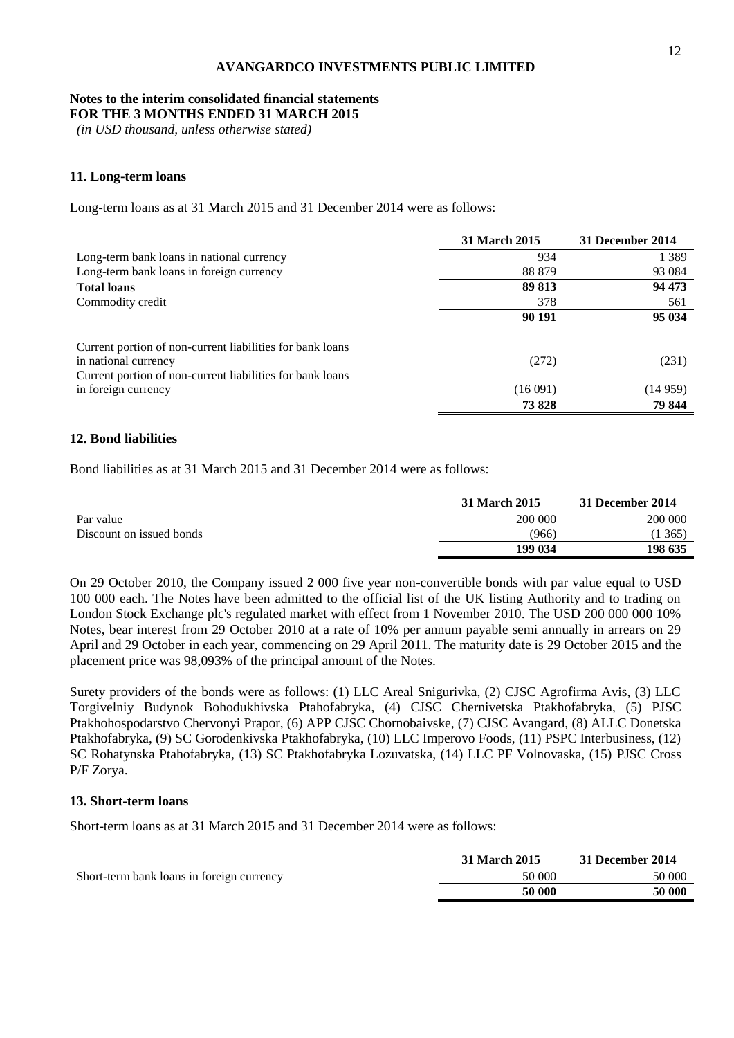**AVANGARDCO INVESTMENTS PUBLIC LIMITED**

**Notes to the interim consolidated financial statements**
**FOR THE 3 MONTHS ENDED 31 MARCH 2015**
*(in USD thousand, unless otherwise stated)*

### 11. Long-term loans

Long-term loans as at 31 March 2015 and 31 December 2014 were as follows:

| | 31 March 2015 | 31 December 2014 |
|---|---|---|
| Long-term bank loans in national currency | 934 | 1 389 |
| Long-term bank loans in foreign currency | 88 879 | 93 084 |
| **Total loans** | **89 813** | **94 473** |
| Commodity credit | 378 | 561 |
| | **90 191** | **95 034** |
| Current portion of non-current liabilities for bank loans in national currency | (272) | (231) |
| Current portion of non-current liabilities for bank loans in foreign currency | (16 091) | (14 959) |
| | **73 828** | **79 844** |

### 12. Bond liabilities

Bond liabilities as at 31 March 2015 and 31 December 2014 were as follows:

| | 31 March 2015 | 31 December 2014 |
|---|---|---|
| Par value | 200 000 | 200 000 |
| Discount on issued bonds | (966) | (1 365) |
| | **199 034** | **198 635** |

On 29 October 2010, the Company issued 2 000 five year non-convertible bonds with par value equal to USD 100 000 each. The Notes have been admitted to the official list of the UK listing Authority and to trading on London Stock Exchange plc's regulated market with effect from 1 November 2010. The USD 200 000 000 10% Notes, bear interest from 29 October 2010 at a rate of 10% per annum payable semi annually in arrears on 29 April and 29 October in each year, commencing on 29 April 2011. The maturity date is 29 October 2015 and the placement price was 98,093% of the principal amount of the Notes.

Surety providers of the bonds were as follows: (1) LLC Areal Snigurivka, (2) CJSC Agrofirma Avis, (3) LLC Torgivelniy Budynok Bohodukhivska Ptahofabryka, (4) CJSC Chernivetska Ptakhofabryka, (5) PJSC Ptakhohospodarstvo Chervonyi Prapor, (6) APP CJSC Chornobaivske, (7) CJSC Avangard, (8) ALLC Donetska Ptakhofabryka, (9) SC Gorodenkivska Ptakhofabryka, (10) LLC Imperovo Foods, (11) PSPC Interbusiness, (12) SC Rohatynska Ptahofabryka, (13) SC Ptakhofabryka Lozuvatska, (14) LLC PF Volnovaska, (15) PJSC Cross P/F Zorya.

### 13. Short-term loans

Short-term loans as at 31 March 2015 and 31 December 2014 were as follows:

| | 31 March 2015 | 31 December 2014 |
|---|---|---|
| Short-term bank loans in foreign currency | 50 000 | 50 000 |
| | **50 000** | **50 000** |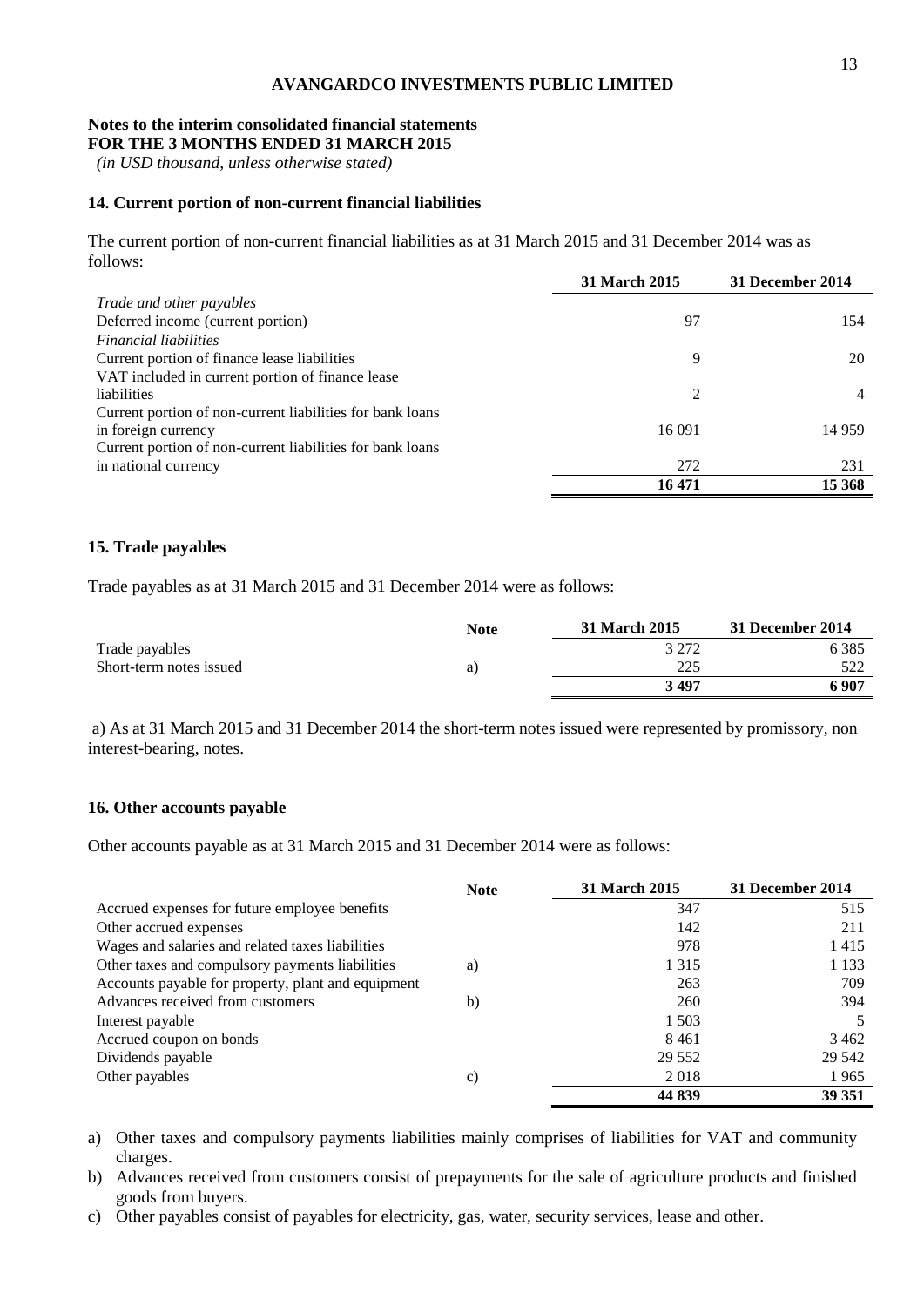**AVANGARDCO INVESTMENTS PUBLIC LIMITED**

**Notes to the interim consolidated financial statements**
**FOR THE 3 MONTHS ENDED 31 MARCH 2015**
*(in USD thousand, unless otherwise stated)*

## 14. Current portion of non-current financial liabilities

The current portion of non-current financial liabilities as at 31 March 2015 and 31 December 2014 was as follows:

| | 31 March 2015 | 31 December 2014 |
|---|---|---|
| *Trade and other payables* | | |
| Deferred income (current portion) | 97 | 154 |
| *Financial liabilities* | | |
| Current portion of finance lease liabilities | 9 | 20 |
| VAT included in current portion of finance lease liabilities | 2 | 4 |
| Current portion of non-current liabilities for bank loans in foreign currency | 16 091 | 14 959 |
| Current portion of non-current liabilities for bank loans in national currency | 272 | 231 |
| | **16 471** | **15 368** |

## 15. Trade payables

Trade payables as at 31 March 2015 and 31 December 2014 were as follows:

| | Note | 31 March 2015 | 31 December 2014 |
|---|---|---|---|
| Trade payables | | 3 272 | 6 385 |
| Short-term notes issued | a) | 225 | 522 |
| | | **3 497** | **6 907** |

a) As at 31 March 2015 and 31 December 2014 the short-term notes issued were represented by promissory, non interest-bearing, notes.

## 16. Other accounts payable

Other accounts payable as at 31 March 2015 and 31 December 2014 were as follows:

| | Note | 31 March 2015 | 31 December 2014 |
|---|---|---|---|
| Accrued expenses for future employee benefits | | 347 | 515 |
| Other accrued expenses | | 142 | 211 |
| Wages and salaries and related taxes liabilities | | 978 | 1 415 |
| Other taxes and compulsory payments liabilities | a) | 1 315 | 1 133 |
| Accounts payable for property, plant and equipment | | 263 | 709 |
| Advances received from customers | b) | 260 | 394 |
| Interest payable | | 1 503 | 5 |
| Accrued coupon on bonds | | 8 461 | 3 462 |
| Dividends payable | | 29 552 | 29 542 |
| Other payables | c) | 2 018 | 1 965 |
| | | **44 839** | **39 351** |

a) Other taxes and compulsory payments liabilities mainly comprises of liabilities for VAT and community charges.

b) Advances received from customers consist of prepayments for the sale of agriculture products and finished goods from buyers.

c) Other payables consist of payables for electricity, gas, water, security services, lease and other.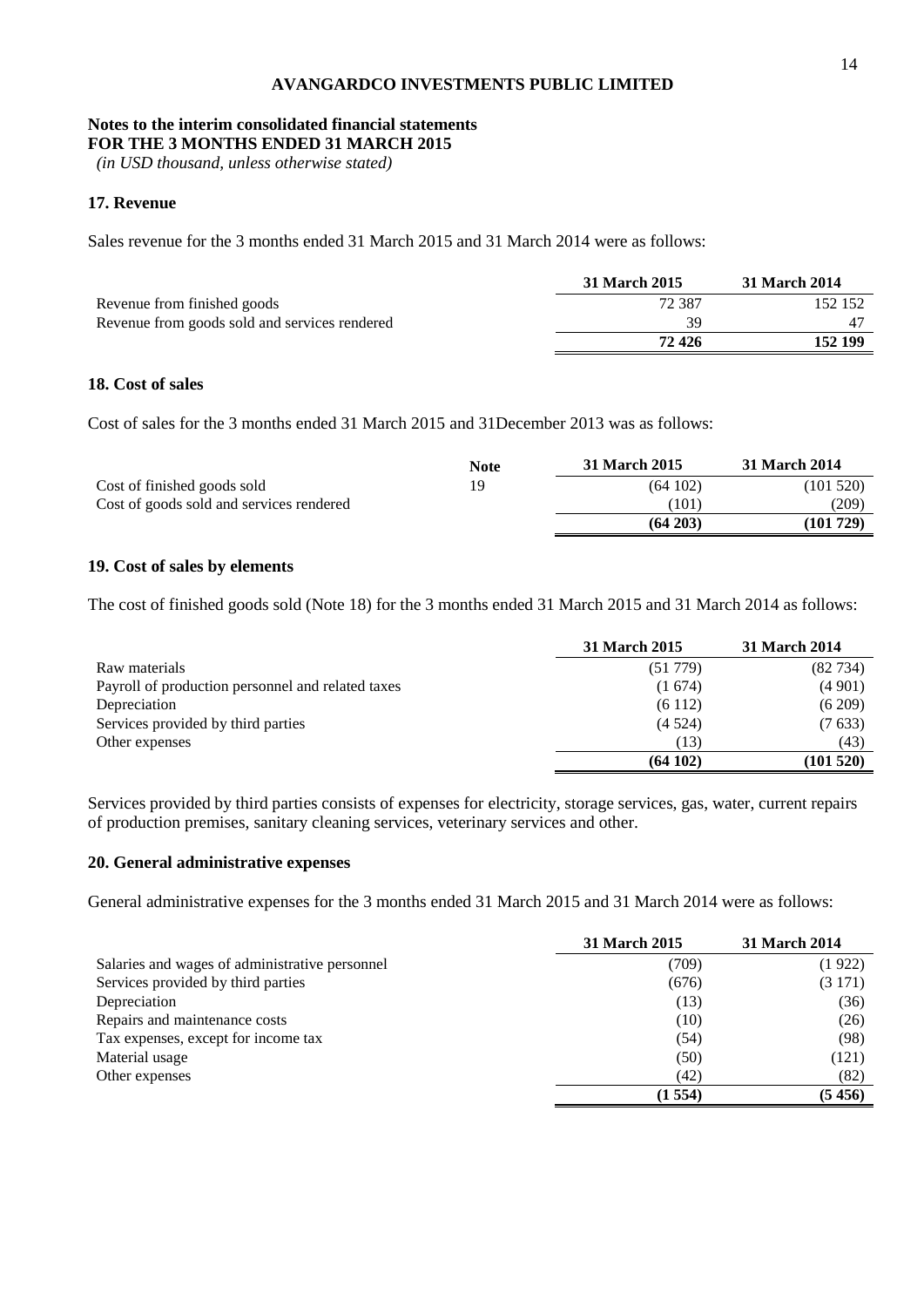**AVANGARDCO INVESTMENTS PUBLIC LIMITED**

**Notes to the interim consolidated financial statements**
**FOR THE 3 MONTHS ENDED 31 MARCH 2015**
*(in USD thousand, unless otherwise stated)*

## 17. Revenue

Sales revenue for the 3 months ended 31 March 2015 and 31 March 2014 were as follows:

| | 31 March 2015 | 31 March 2014 |
|---|---|---|
| Revenue from finished goods | 72 387 | 152 152 |
| Revenue from goods sold and services rendered | 39 | 47 |
| | **72 426** | **152 199** |

## 18. Cost of sales

Cost of sales for the 3 months ended 31 March 2015 and 31December 2013 was as follows:

| | Note | 31 March 2015 | 31 March 2014 |
|---|---|---|---|
| Cost of finished goods sold | 19 | (64 102) | (101 520) |
| Cost of goods sold and services rendered | | (101) | (209) |
| | | **(64 203)** | **(101 729)** |

## 19. Cost of sales by elements

The cost of finished goods sold (Note 18) for the 3 months ended 31 March 2015 and 31 March 2014 as follows:

| | 31 March 2015 | 31 March 2014 |
|---|---|---|
| Raw materials | (51 779) | (82 734) |
| Payroll of production personnel and related taxes | (1 674) | (4 901) |
| Depreciation | (6 112) | (6 209) |
| Services provided by third parties | (4 524) | (7 633) |
| Other expenses | (13) | (43) |
| | **(64 102)** | **(101 520)** |

Services provided by third parties consists of expenses for electricity, storage services, gas, water, current repairs of production premises, sanitary cleaning services, veterinary services and other.

## 20. General administrative expenses

General administrative expenses for the 3 months ended 31 March 2015 and 31 March 2014 were as follows:

| | 31 March 2015 | 31 March 2014 |
|---|---|---|
| Salaries and wages of administrative personnel | (709) | (1 922) |
| Services provided by third parties | (676) | (3 171) |
| Depreciation | (13) | (36) |
| Repairs and maintenance costs | (10) | (26) |
| Tax expenses, except for income tax | (54) | (98) |
| Material usage | (50) | (121) |
| Other expenses | (42) | (82) |
| | **(1 554)** | **(5 456)** |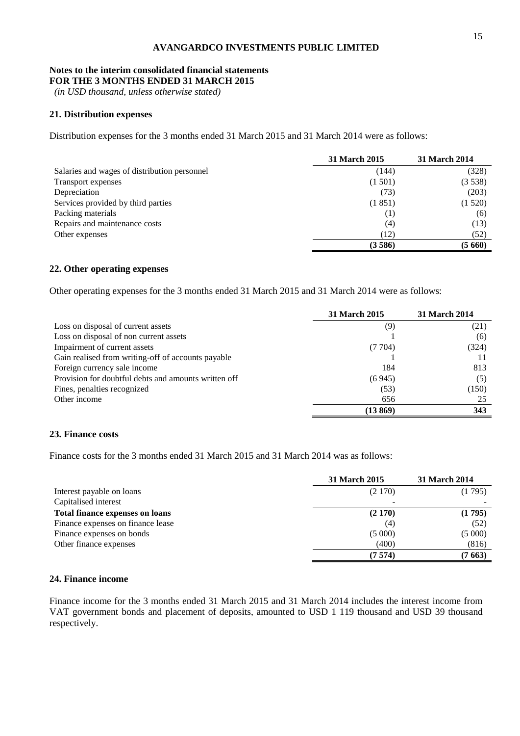**AVANGARDCO INVESTMENTS PUBLIC LIMITED**

**Notes to the interim consolidated financial statements**
**FOR THE 3 MONTHS ENDED 31 MARCH 2015**
*(in USD thousand, unless otherwise stated)*

## 21. Distribution expenses

Distribution expenses for the 3 months ended 31 March 2015 and 31 March 2014 were as follows:

| | 31 March 2015 | 31 March 2014 |
|---|---|---|
| Salaries and wages of distribution personnel | (144) | (328) |
| Transport expenses | (1 501) | (3 538) |
| Depreciation | (73) | (203) |
| Services provided by third parties | (1 851) | (1 520) |
| Packing materials | (1) | (6) |
| Repairs and maintenance costs | (4) | (13) |
| Other expenses | (12) | (52) |
| | **(3 586)** | **(5 660)** |

## 22. Other operating expenses

Other operating expenses for the 3 months ended 31 March 2015 and 31 March 2014 were as follows:

| | 31 March 2015 | 31 March 2014 |
|---|---|---|
| Loss on disposal of current assets | (9) | (21) |
| Loss on disposal of non current assets | 1 | (6) |
| Impairment of current assets | (7 704) | (324) |
| Gain realised from writing-off of accounts payable | 1 | 11 |
| Foreign currency sale income | 184 | 813 |
| Provision for doubtful debts and amounts written off | (6 945) | (5) |
| Fines, penalties recognized | (53) | (150) |
| Other income | 656 | 25 |
| | **(13 869)** | **343** |

## 23. Finance costs

Finance costs for the 3 months ended 31 March 2015 and 31 March 2014 was as follows:

| | 31 March 2015 | 31 March 2014 |
|---|---|---|
| Interest payable on loans | (2 170) | (1 795) |
| Capitalised interest | - | - |
| **Total finance expenses on loans** | **(2 170)** | **(1 795)** |
| Finance expenses on finance lease | (4) | (52) |
| Finance expenses on bonds | (5 000) | (5 000) |
| Other finance expenses | (400) | (816) |
| | **(7 574)** | **(7 663)** |

## 24. Finance income

Finance income for the 3 months ended 31 March 2015 and 31 March 2014 includes the interest income from VAT government bonds and placement of deposits, amounted to USD 1 119 thousand and USD 39 thousand respectively.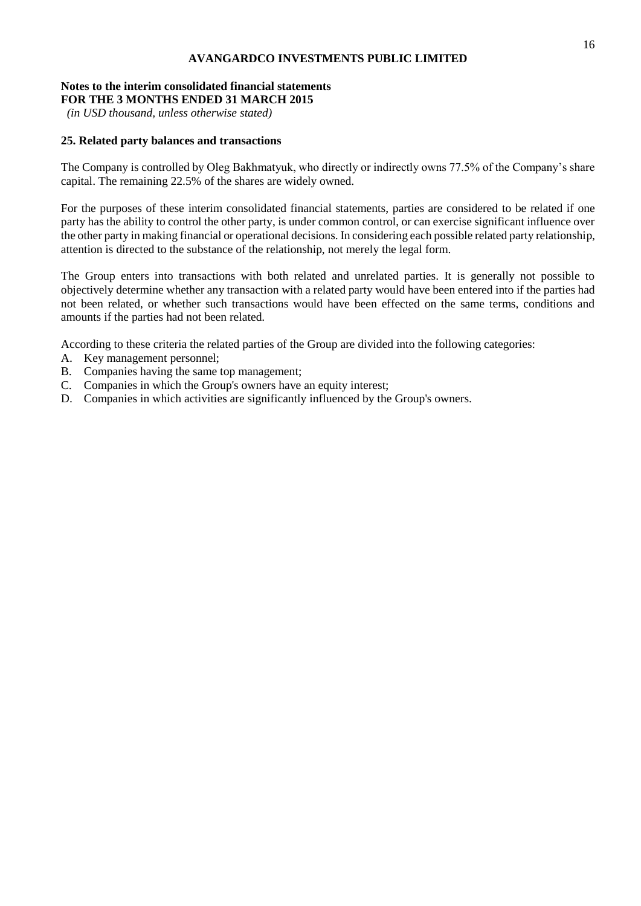**Notes to the interim consolidated financial statements**
**FOR THE 3 MONTHS ENDED 31 MARCH 2015**
*(in USD thousand, unless otherwise stated)*

## 25. Related party balances and transactions

The Company is controlled by Oleg Bakhmatyuk, who directly or indirectly owns 77.5% of the Company's share capital. The remaining 22.5% of the shares are widely owned.

For the purposes of these interim consolidated financial statements, parties are considered to be related if one party has the ability to control the other party, is under common control, or can exercise significant influence over the other party in making financial or operational decisions. In considering each possible related party relationship, attention is directed to the substance of the relationship, not merely the legal form.

The Group enters into transactions with both related and unrelated parties. It is generally not possible to objectively determine whether any transaction with a related party would have been entered into if the parties had not been related, or whether such transactions would have been effected on the same terms, conditions and amounts if the parties had not been related.

According to these criteria the related parties of the Group are divided into the following categories:

A. Key management personnel;
B. Companies having the same top management;
C. Companies in which the Group's owners have an equity interest;
D. Companies in which activities are significantly influenced by the Group's owners.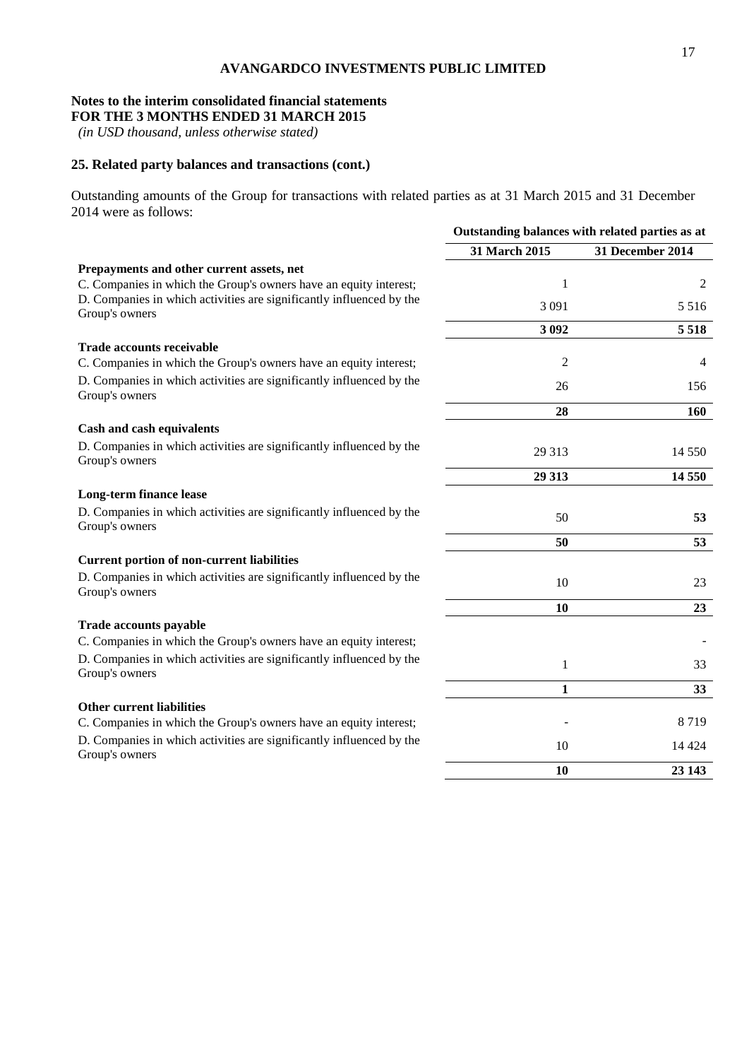**AVANGARDCO INVESTMENTS PUBLIC LIMITED**

**Notes to the interim consolidated financial statements**
**FOR THE 3 MONTHS ENDED 31 MARCH 2015**
*(in USD thousand, unless otherwise stated)*

## 25. Related party balances and transactions (cont.)

Outstanding amounts of the Group for transactions with related parties as at 31 March 2015 and 31 December 2014 were as follows:

| | Outstanding balances with related parties as at | |
|---|---|---|
| | **31 March 2015** | **31 December 2014** |
| **Prepayments and other current assets, net** | | |
| C. Companies in which the Group's owners have an equity interest; | 1 | 2 |
| D. Companies in which activities are significantly influenced by the Group's owners | 3 091 | 5 516 |
| | **3 092** | **5 518** |
| **Trade accounts receivable** | | |
| C. Companies in which the Group's owners have an equity interest; | 2 | 4 |
| D. Companies in which activities are significantly influenced by the Group's owners | 26 | 156 |
| | **28** | **160** |
| **Cash and cash equivalents** | | |
| D. Companies in which activities are significantly influenced by the Group's owners | 29 313 | 14 550 |
| | **29 313** | **14 550** |
| **Long-term finance lease** | | |
| D. Companies in which activities are significantly influenced by the Group's owners | 50 | **53** |
| | **50** | **53** |
| **Current portion of non-current liabilities** | | |
| D. Companies in which activities are significantly influenced by the Group's owners | 10 | 23 |
| | **10** | **23** |
| **Trade accounts payable** | | |
| C. Companies in which the Group's owners have an equity interest; | | - |
| D. Companies in which activities are significantly influenced by the Group's owners | 1 | 33 |
| | **1** | **33** |
| **Other current liabilities** | | |
| C. Companies in which the Group's owners have an equity interest; | - | 8 719 |
| D. Companies in which activities are significantly influenced by the Group's owners | 10 | 14 424 |
| | **10** | **23 143** |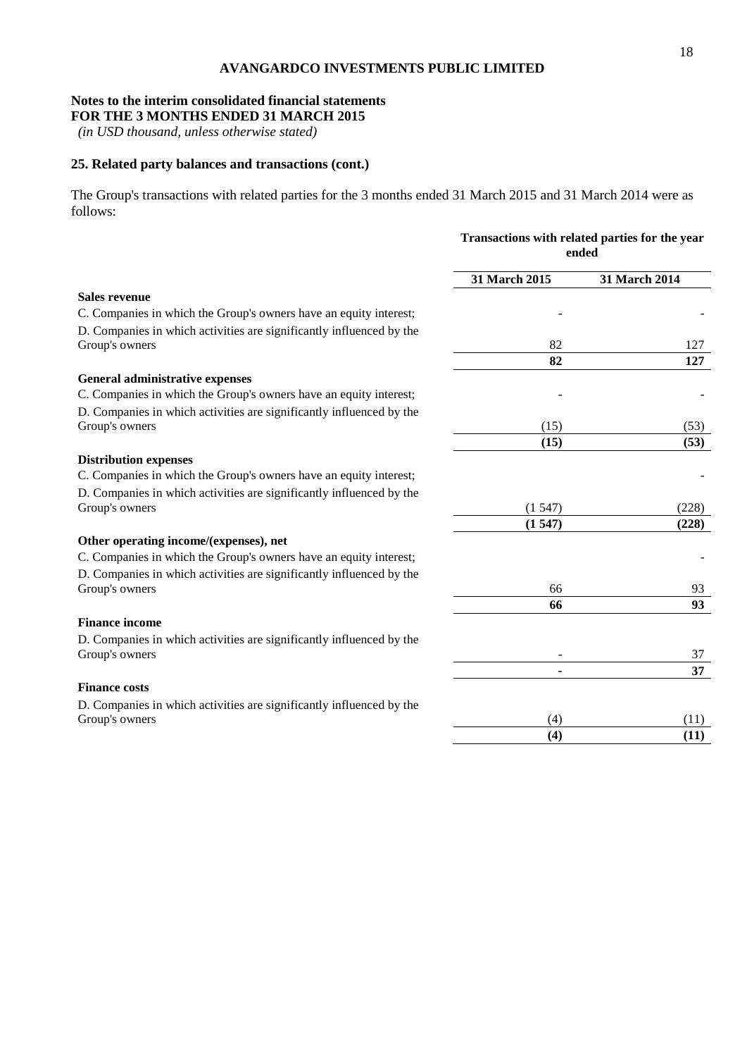**AVANGARDCO INVESTMENTS PUBLIC LIMITED**

**Notes to the interim consolidated financial statements**
**FOR THE 3 MONTHS ENDED 31 MARCH 2015**
*(in USD thousand, unless otherwise stated)*

## 25. Related party balances and transactions (cont.)

The Group's transactions with related parties for the 3 months ended 31 March 2015 and 31 March 2014 were as follows:

| | **Transactions with related parties for the year ended** | |
|---|---|---|
| | **31 March 2015** | **31 March 2014** |
| **Sales revenue** | | |
| C. Companies in which the Group's owners have an equity interest; | - | - |
| D. Companies in which activities are significantly influenced by the Group's owners | 82 | 127 |
| | **82** | **127** |
| **General administrative expenses** | | |
| C. Companies in which the Group's owners have an equity interest; | - | - |
| D. Companies in which activities are significantly influenced by the Group's owners | (15) | (53) |
| | **(15)** | **(53)** |
| **Distribution expenses** | | |
| C. Companies in which the Group's owners have an equity interest; | | - |
| D. Companies in which activities are significantly influenced by the Group's owners | (1 547) | (228) |
| | **(1 547)** | **(228)** |
| **Other operating income/(expenses), net** | | |
| C. Companies in which the Group's owners have an equity interest; | | - |
| D. Companies in which activities are significantly influenced by the Group's owners | 66 | 93 |
| | **66** | **93** |
| **Finance income** | | |
| D. Companies in which activities are significantly influenced by the Group's owners | - | 37 |
| | **-** | **37** |
| **Finance costs** | | |
| D. Companies in which activities are significantly influenced by the Group's owners | (4) | (11) |
| | **(4)** | **(11)** |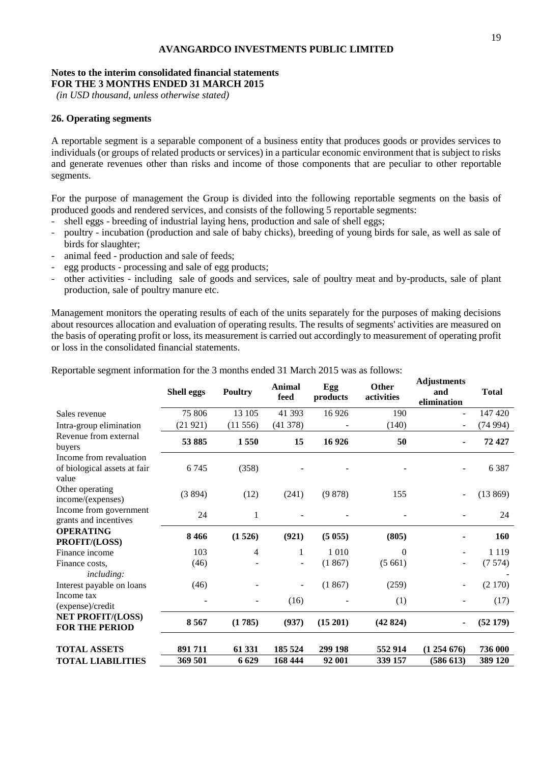**AVANGARDCO INVESTMENTS PUBLIC LIMITED**

**Notes to the interim consolidated financial statements**
**FOR THE 3 MONTHS ENDED 31 MARCH 2015**
*(in USD thousand, unless otherwise stated)*

## 26. Operating segments

A reportable segment is a separable component of a business entity that produces goods or provides services to individuals (or groups of related products or services) in a particular economic environment that is subject to risks and generate revenues other than risks and income of those components that are peculiar to other reportable segments.

For the purpose of management the Group is divided into the following reportable segments on the basis of produced goods and rendered services, and consists of the following 5 reportable segments:

- shell eggs - breeding of industrial laying hens, production and sale of shell eggs;
- poultry - incubation (production and sale of baby chicks), breeding of young birds for sale, as well as sale of birds for slaughter;
- animal feed - production and sale of feeds;
- egg products - processing and sale of egg products;
- other activities - including sale of goods and services, sale of poultry meat and by-products, sale of plant production, sale of poultry manure etc.

Management monitors the operating results of each of the units separately for the purposes of making decisions about resources allocation and evaluation of operating results. The results of segments' activities are measured on the basis of operating profit or loss, its measurement is carried out accordingly to measurement of operating profit or loss in the consolidated financial statements.

Reportable segment information for the 3 months ended 31 March 2015 was as follows:

| | Shell eggs | Poultry | Animal feed | Egg products | Other activities | Adjustments and elimination | Total |
|---|---|---|---|---|---|---|---|
| Sales revenue | 75 806 | 13 105 | 41 393 | 16 926 | 190 | - | 147 420 |
| Intra-group elimination | (21 921) | (11 556) | (41 378) | - | (140) | - | (74 994) |
| **Revenue from external buyers** | **53 885** | **1 550** | **15** | **16 926** | **50** | **-** | **72 427** |
| Income from revaluation of biological assets at fair value | 6 745 | (358) | - | - | - | - | 6 387 |
| Other operating income/(expenses) | (3 894) | (12) | (241) | (9 878) | 155 | - | (13 869) |
| Income from government grants and incentives | 24 | 1 | - | - | - | - | 24 |
| **OPERATING PROFIT/(LOSS)** | **8 466** | **(1 526)** | **(921)** | **(5 055)** | **(805)** | **-** | **160** |
| Finance income | 103 | 4 | 1 | 1 010 | 0 | - | 1 119 |
| Finance costs, *including:* | (46) | - | - | (1 867) | (5 661) | - | (7 574) |
| Interest payable on loans | (46) | - | - | (1 867) | (259) | - | (2 170) |
| Income tax (expense)/credit | - | - | (16) | - | (1) | - | (17) |
| **NET PROFIT/(LOSS) FOR THE PERIOD** | **8 567** | **(1 785)** | **(937)** | **(15 201)** | **(42 824)** | **-** | **(52 179)** |
| **TOTAL ASSETS** | **891 711** | **61 331** | **185 524** | **299 198** | **552 914** | **(1 254 676)** | **736 000** |
| **TOTAL LIABILITIES** | **369 501** | **6 629** | **168 444** | **92 001** | **339 157** | **(586 613)** | **389 120** |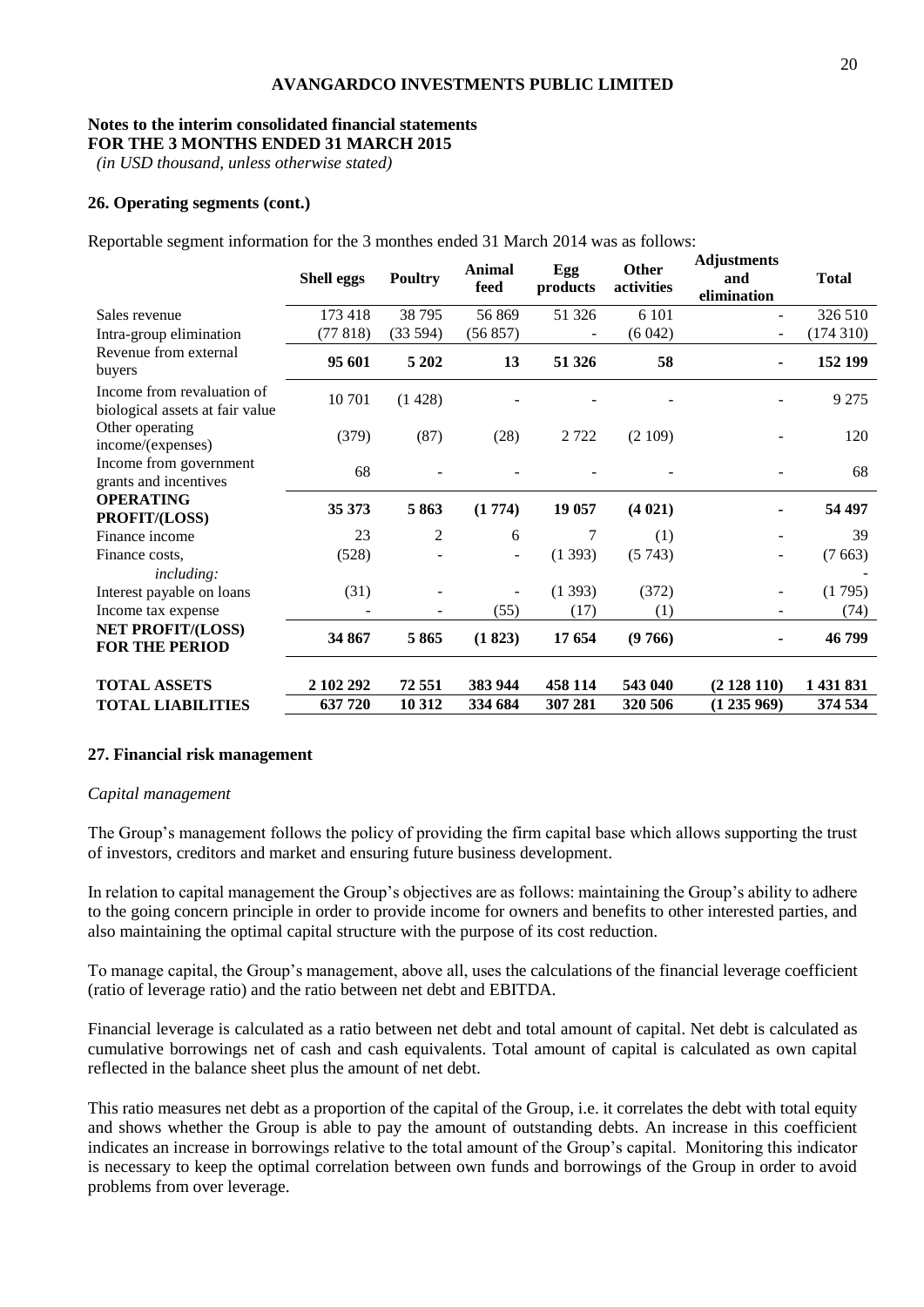# AVANGARDCO INVESTMENTS PUBLIC LIMITED

**Notes to the interim consolidated financial statements**
**FOR THE 3 MONTHS ENDED 31 MARCH 2015**
*(in USD thousand, unless otherwise stated)*

## 26. Operating segments (cont.)

Reportable segment information for the 3 monthes ended 31 March 2014 was as follows:

| | Shell eggs | Poultry | Animal feed | Egg products | Other activities | Adjustments and elimination | Total |
|---|---|---|---|---|---|---|---|
| Sales revenue | 173 418 | 38 795 | 56 869 | 51 326 | 6 101 | - | 326 510 |
| Intra-group elimination | (77 818) | (33 594) | (56 857) | - | (6 042) | - | (174 310) |
| Revenue from external buyers | **95 601** | **5 202** | **13** | **51 326** | **58** | **-** | **152 199** |
| Income from revaluation of biological assets at fair value | 10 701 | (1 428) | - | - | - | - | 9 275 |
| Other operating income/(expenses) | (379) | (87) | (28) | 2 722 | (2 109) | - | 120 |
| Income from government grants and incentives | 68 | - | - | - | - | - | 68 |
| **OPERATING PROFIT/(LOSS)** | **35 373** | **5 863** | **(1 774)** | **19 057** | **(4 021)** | **-** | **54 497** |
| Finance income | 23 | 2 | 6 | 7 | (1) | - | 39 |
| Finance costs, | (528) | - | - | (1 393) | (5 743) | - | (7 663) |
| *including:* | | | | | | | - |
| Interest payable on loans | (31) | - | - | (1 393) | (372) | - | (1 795) |
| Income tax expense | - | - | (55) | (17) | (1) | - | (74) |
| **NET PROFIT/(LOSS) FOR THE PERIOD** | **34 867** | **5 865** | **(1 823)** | **17 654** | **(9 766)** | **-** | **46 799** |
| | | | | | | | |
| **TOTAL ASSETS** | **2 102 292** | **72 551** | **383 944** | **458 114** | **543 040** | **(2 128 110)** | **1 431 831** |
| **TOTAL LIABILITIES** | **637 720** | **10 312** | **334 684** | **307 281** | **320 506** | **(1 235 969)** | **374 534** |

## 27. Financial risk management

*Capital management*

The Group's management follows the policy of providing the firm capital base which allows supporting the trust of investors, creditors and market and ensuring future business development.

In relation to capital management the Group's objectives are as follows: maintaining the Group's ability to adhere to the going concern principle in order to provide income for owners and benefits to other interested parties, and also maintaining the optimal capital structure with the purpose of its cost reduction.

To manage capital, the Group's management, above all, uses the calculations of the financial leverage coefficient (ratio of leverage ratio) and the ratio between net debt and EBITDA.

Financial leverage is calculated as a ratio between net debt and total amount of capital. Net debt is calculated as cumulative borrowings net of cash and cash equivalents. Total amount of capital is calculated as own capital reflected in the balance sheet plus the amount of net debt.

This ratio measures net debt as a proportion of the capital of the Group, i.e. it correlates the debt with total equity and shows whether the Group is able to pay the amount of outstanding debts. An increase in this coefficient indicates an increase in borrowings relative to the total amount of the Group's capital. Monitoring this indicator is necessary to keep the optimal correlation between own funds and borrowings of the Group in order to avoid problems from over leverage.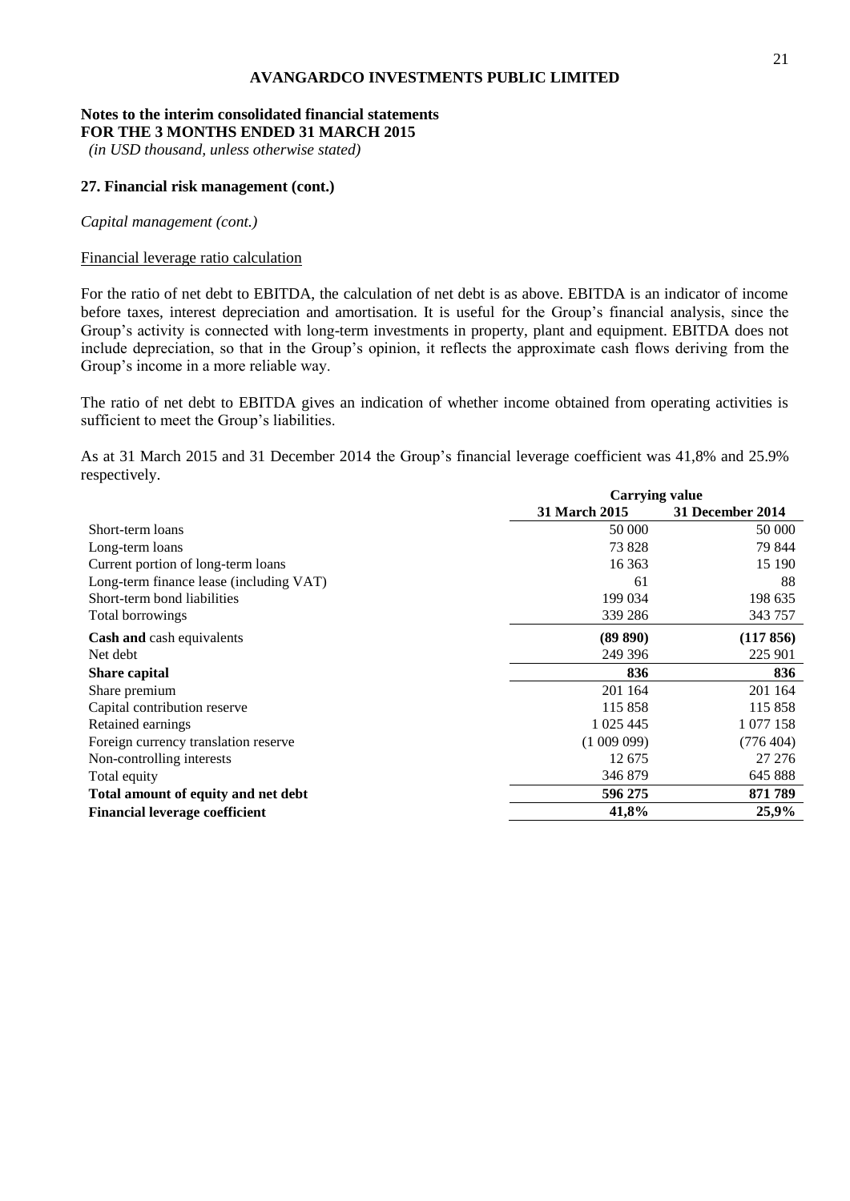**AVANGARDCO INVESTMENTS PUBLIC LIMITED**

**Notes to the interim consolidated financial statements**
**FOR THE 3 MONTHS ENDED 31 MARCH 2015**
*(in USD thousand, unless otherwise stated)*

## 27. Financial risk management (cont.)

*Capital management (cont.)*

Financial leverage ratio calculation

For the ratio of net debt to EBITDA, the calculation of net debt is as above. EBITDA is an indicator of income before taxes, interest depreciation and amortisation. It is useful for the Group's financial analysis, since the Group's activity is connected with long-term investments in property, plant and equipment. EBITDA does not include depreciation, so that in the Group's opinion, it reflects the approximate cash flows deriving from the Group's income in a more reliable way.

The ratio of net debt to EBITDA gives an indication of whether income obtained from operating activities is sufficient to meet the Group's liabilities.

As at 31 March 2015 and 31 December 2014 the Group's financial leverage coefficient was 41,8% and 25.9% respectively.

| | **Carrying value** | |
|---|---|---|
| | **31 March 2015** | **31 December 2014** |
| Short-term loans | 50 000 | 50 000 |
| Long-term loans | 73 828 | 79 844 |
| Current portion of long-term loans | 16 363 | 15 190 |
| Long-term finance lease (including VAT) | 61 | 88 |
| Short-term bond liabilities | 199 034 | 198 635 |
| Total borrowings | 339 286 | 343 757 |
| **Cash and** cash equivalents | **(89 890)** | **(117 856)** |
| Net debt | 249 396 | 225 901 |
| **Share capital** | **836** | **836** |
| Share premium | 201 164 | 201 164 |
| Capital contribution reserve | 115 858 | 115 858 |
| Retained earnings | 1 025 445 | 1 077 158 |
| Foreign currency translation reserve | (1 009 099) | (776 404) |
| Non-controlling interests | 12 675 | 27 276 |
| Total equity | 346 879 | 645 888 |
| **Total amount of equity and net debt** | **596 275** | **871 789** |
| **Financial leverage coefficient** | **41,8%** | **25,9%** |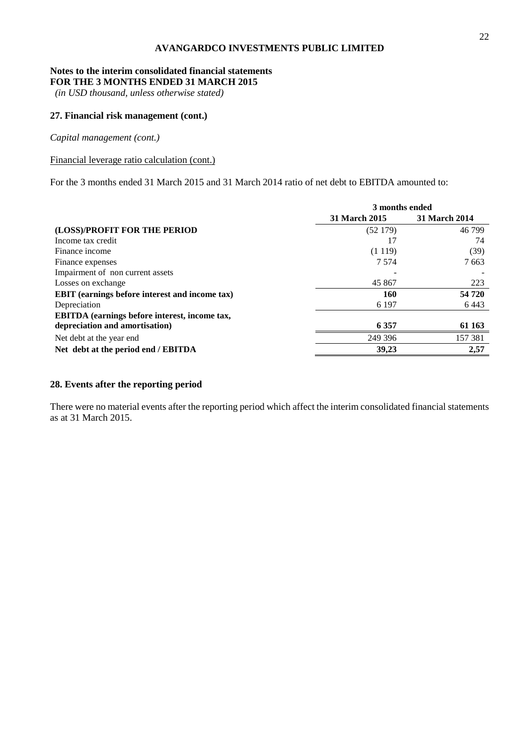**AVANGARDCO INVESTMENTS PUBLIC LIMITED**

**Notes to the interim consolidated financial statements**
**FOR THE 3 MONTHS ENDED 31 MARCH 2015**
*(in USD thousand, unless otherwise stated)*

### 27. Financial risk management (cont.)

*Capital management (cont.)*

Financial leverage ratio calculation (cont.)

For the 3 months ended 31 March 2015 and 31 March 2014 ratio of net debt to EBITDA amounted to:

| | 3 months ended | |
|---|---|---|
| | **31 March 2015** | **31 March 2014** |
| **(LOSS)/PROFIT FOR THE PERIOD** | (52 179) | 46 799 |
| Income tax credit | 17 | 74 |
| Finance income | (1 119) | (39) |
| Finance expenses | 7 574 | 7 663 |
| Impairment of non current assets | - | - |
| Losses on exchange | 45 867 | 223 |
| **EBIT (earnings before interest and income tax)** | **160** | **54 720** |
| Depreciation | 6 197 | 6 443 |
| **EBITDA (earnings before interest, income tax, depreciation and amortisation)** | **6 357** | **61 163** |
| Net debt at the year end | 249 396 | 157 381 |
| **Net debt at the period end / EBITDA** | **39,23** | **2,57** |

### 28. Events after the reporting period

There were no material events after the reporting period which affect the interim consolidated financial statements as at 31 March 2015.